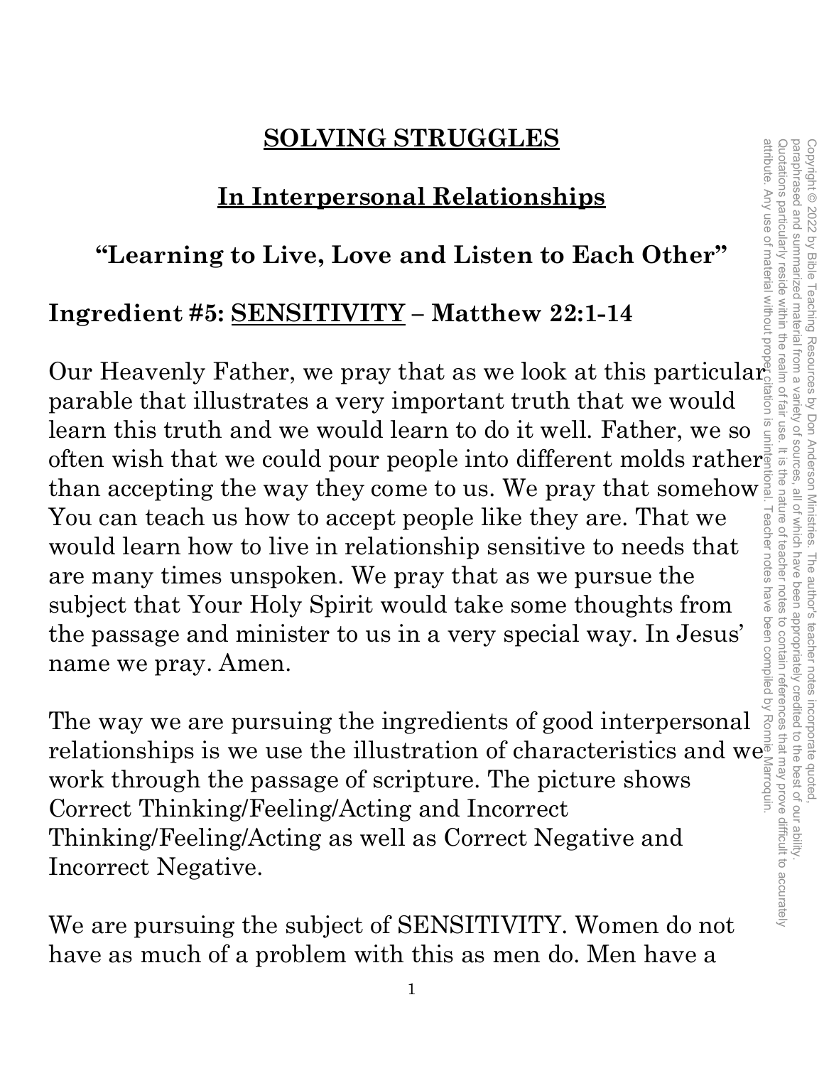# SOLVING STRUGGLES

## In Interpersonal Relationships

### "Learning to Live, Love and Listen to Each Other"

**Ingredient #5: SENSITIVITY – Matthew 22:1-14**

Our Heavenly Father, we pray that as we look at this particular parable that illustrates a very important truth that we would learn this truth and we would learn to do it well. Father, we so often wish that we could pour people into different molds rather than accepting the way they come to us. We pray that somehow You can teach us how to accept people like they are. That we would learn how to live in relationship sensitive to needs that are many times unspoken. We pray that as we pursue the subject that Your Holy Spirit would take some thoughts from the passage and minister to us in a very special way. In Jesus' name we pray. Amen.

The way we are pursuing the ingredients of good interpersonal relationships is we use the illustration of characteristics and we work through the passage of scripture. The picture shows Correct Thinking/Feeling/Acting and Incorrect Thinking/Feeling/Acting as well as Correct Negative and Incorrect Negative.

We are pursuing the subject of SENSITIVITY. Women do not have as much of a problem with this as men do. Men have a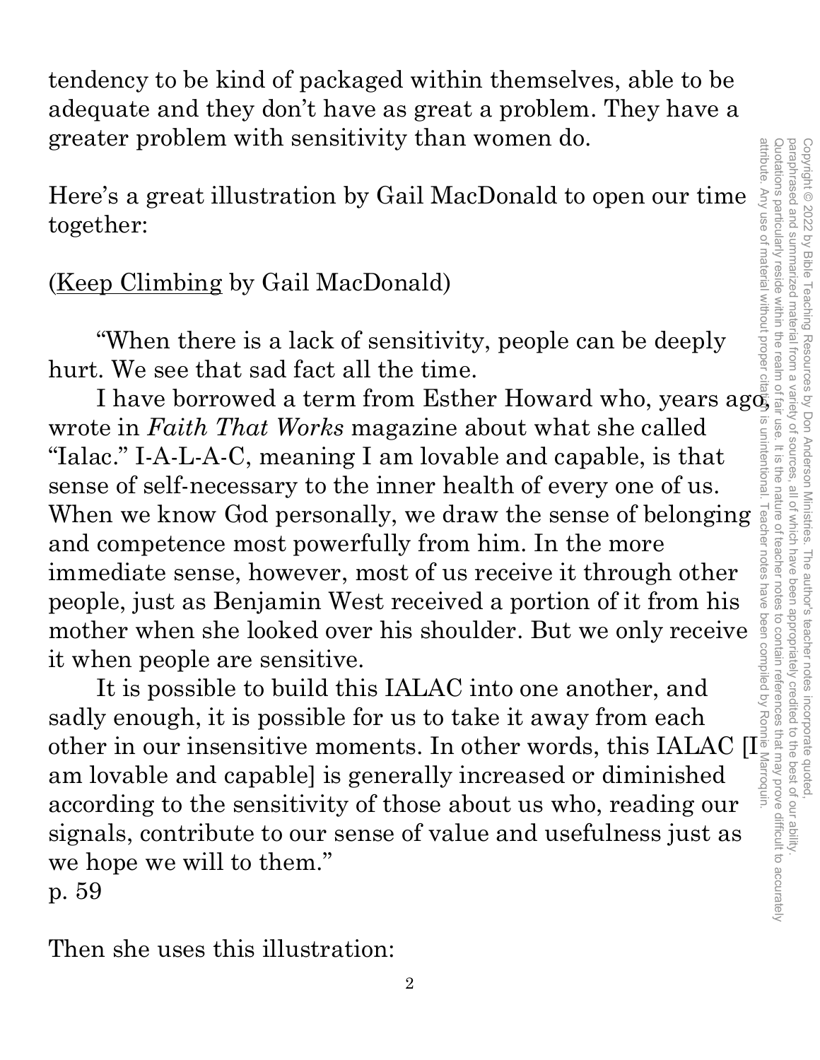tendency to be kind of packaged within themselves, able to be adequate and they don't have as great a problem. They have a greater problem with sensitivity than women do.

Here's a great illustration by Gail MacDonald to open our time together:

(Keep Climbing by Gail MacDonald)

"When there is a lack of sensitivity, people can be deeply hurt. We see that sad fact all the time.

I have borrowed a term from Esther Howard who, years ago, wrote in *Faith That Works* magazine about what she called "Ialac." I-A-L-A-C, meaning I am lovable and capable, is that sense of self-necessary to the inner health of every one of us. When we know God personally, we draw the sense of belonging and competence most powerfully from him. In the more immediate sense, however, most of us receive it through other people, just as Benjamin West received a portion of it from his mother when she looked over his shoulder. But we only receive it when people are sensitive.

It is possible to build this IALAC into one another, and sadly enough, it is possible for us to take it away from each other in our insensitive moments. In other words, this IALAC [I am lovable and capable] is generally increased or diminished according to the sensitivity of those about us who, reading our signals, contribute to our sense of value and usefulness just as we hope we will to them."
p. 59

Then she uses this illustration: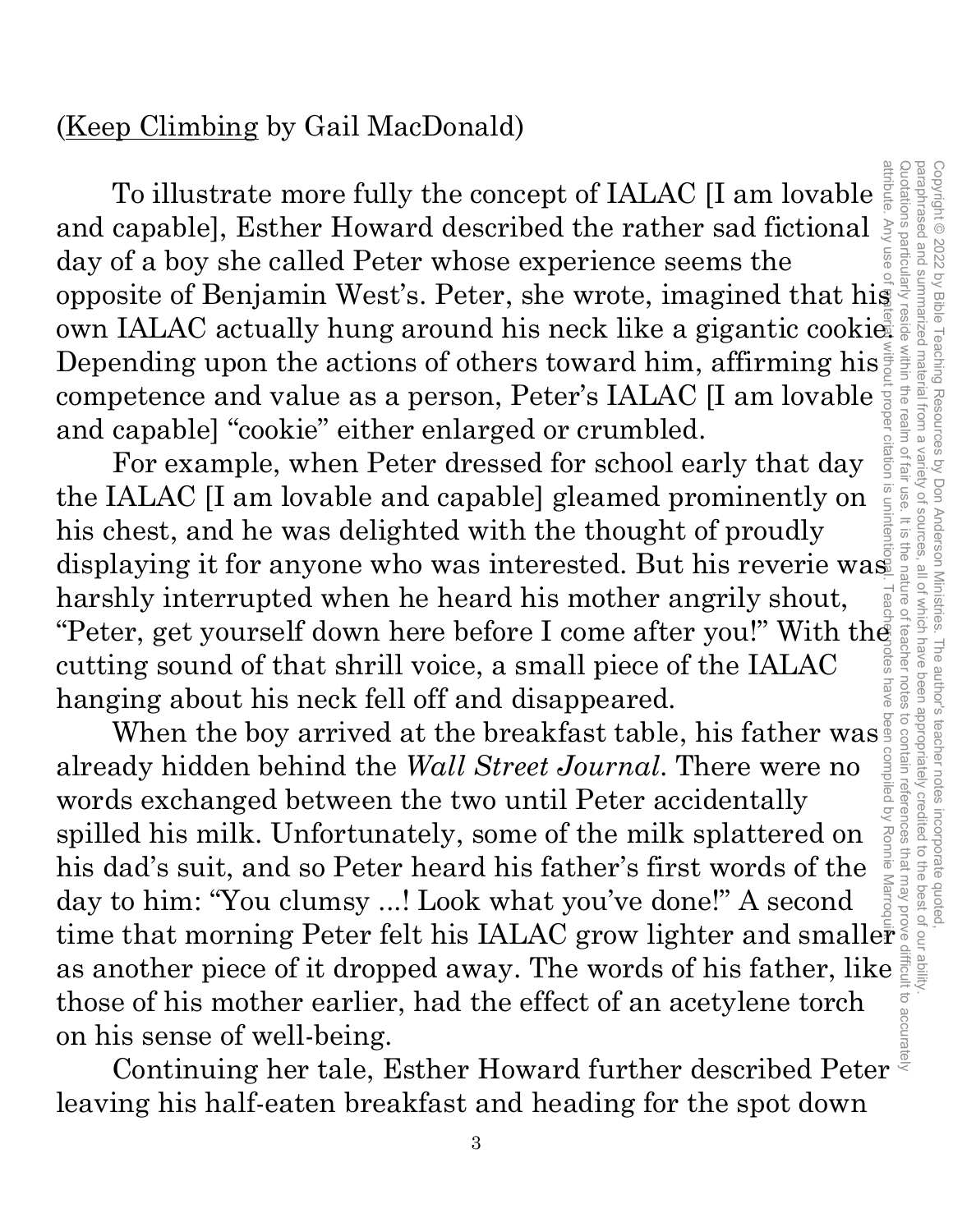(Keep Climbing by Gail MacDonald)

To illustrate more fully the concept of IALAC [I am lovable and capable], Esther Howard described the rather sad fictional day of a boy she called Peter whose experience seems the opposite of Benjamin West's. Peter, she wrote, imagined that his own IALAC actually hung around his neck like a gigantic cookie. Depending upon the actions of others toward him, affirming his competence and value as a person, Peter's IALAC [I am lovable and capable] "cookie" either enlarged or crumbled.

For example, when Peter dressed for school early that day the IALAC [I am lovable and capable] gleamed prominently on his chest, and he was delighted with the thought of proudly displaying it for anyone who was interested. But his reverie was harshly interrupted when he heard his mother angrily shout, "Peter, get yourself down here before I come after you!" With the cutting sound of that shrill voice, a small piece of the IALAC hanging about his neck fell off and disappeared.

When the boy arrived at the breakfast table, his father was already hidden behind the *Wall Street Journal*. There were no words exchanged between the two until Peter accidentally spilled his milk. Unfortunately, some of the milk splattered on his dad's suit, and so Peter heard his father's first words of the day to him: "You clumsy ...! Look what you've done!" A second time that morning Peter felt his IALAC grow lighter and smaller as another piece of it dropped away. The words of his father, like those of his mother earlier, had the effect of an acetylene torch on his sense of well-being.

Continuing her tale, Esther Howard further described Peter leaving his half-eaten breakfast and heading for the spot down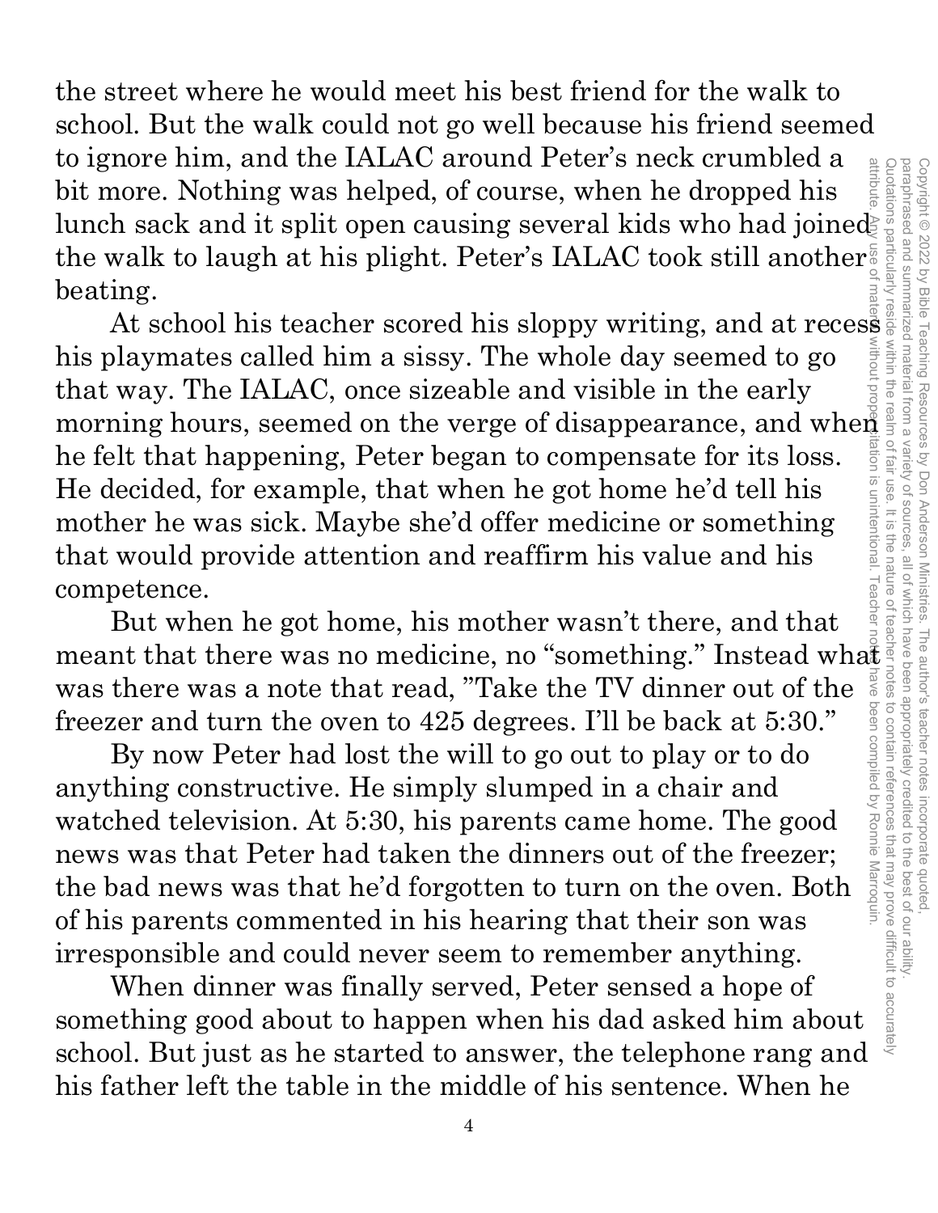the street where he would meet his best friend for the walk to school. But the walk could not go well because his friend seemed to ignore him, and the IALAC around Peter's neck crumbled a bit more. Nothing was helped, of course, when he dropped his lunch sack and it split open causing several kids who had joined the walk to laugh at his plight. Peter's IALAC took still another beating.

At school his teacher scored his sloppy writing, and at recess his playmates called him a sissy. The whole day seemed to go that way. The IALAC, once sizeable and visible in the early morning hours, seemed on the verge of disappearance, and when he felt that happening, Peter began to compensate for its loss. He decided, for example, that when he got home he'd tell his mother he was sick. Maybe she'd offer medicine or something that would provide attention and reaffirm his value and his competence.

But when he got home, his mother wasn't there, and that meant that there was no medicine, no "something." Instead what was there was a note that read, "Take the TV dinner out of the freezer and turn the oven to 425 degrees. I'll be back at 5:30."

By now Peter had lost the will to go out to play or to do anything constructive. He simply slumped in a chair and watched television. At 5:30, his parents came home. The good news was that Peter had taken the dinners out of the freezer; the bad news was that he'd forgotten to turn on the oven. Both of his parents commented in his hearing that their son was irresponsible and could never seem to remember anything.

When dinner was finally served, Peter sensed a hope of something good about to happen when his dad asked him about school. But just as he started to answer, the telephone rang and his father left the table in the middle of his sentence. When he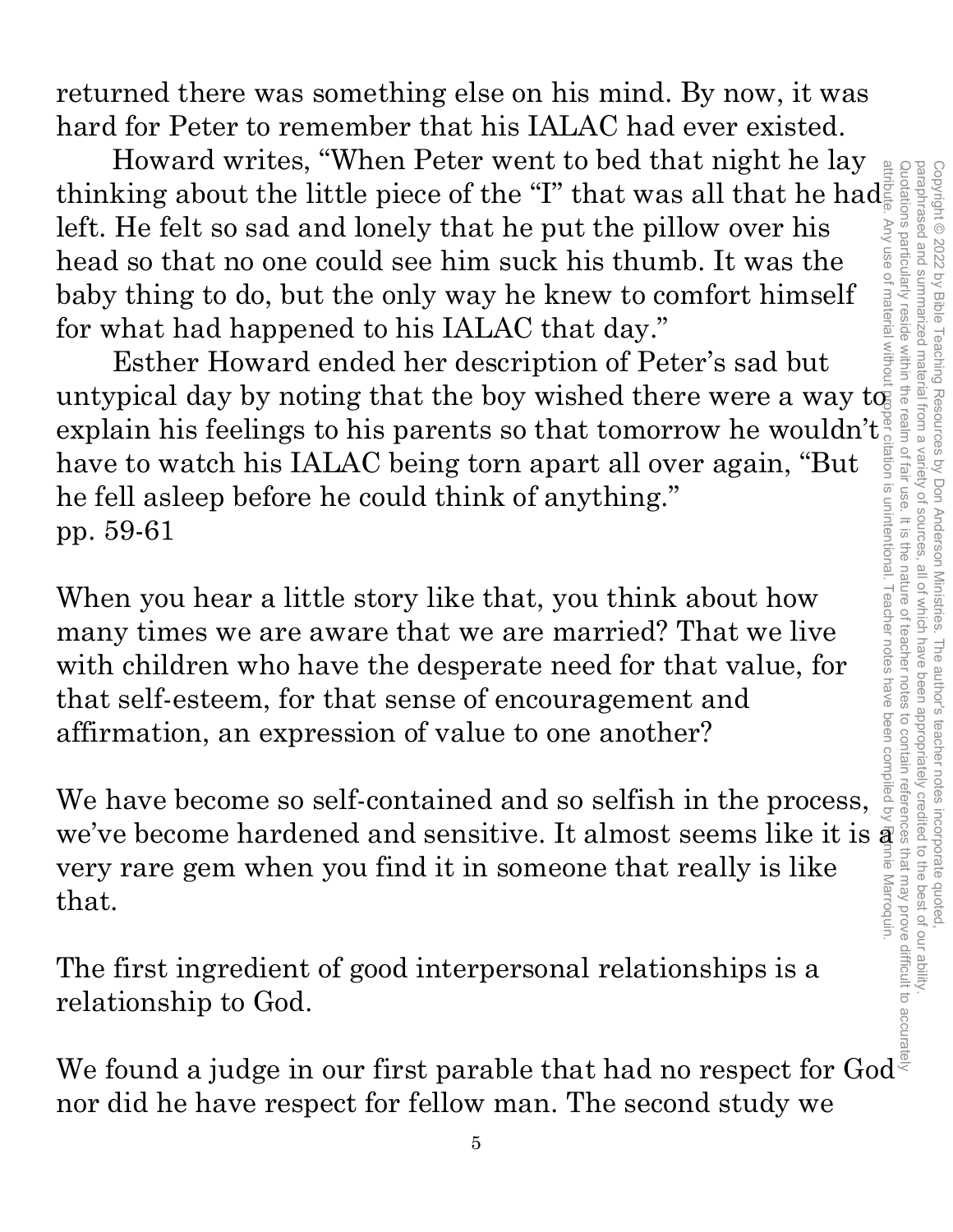returned there was something else on his mind. By now, it was hard for Peter to remember that his IALAC had ever existed.

Howard writes, "When Peter went to bed that night he lay thinking about the little piece of the "I" that was all that he had left. He felt so sad and lonely that he put the pillow over his head so that no one could see him suck his thumb. It was the baby thing to do, but the only way he knew to comfort himself for what had happened to his IALAC that day."

Esther Howard ended her description of Peter's sad but untypical day by noting that the boy wished there were a way to explain his feelings to his parents so that tomorrow he wouldn't have to watch his IALAC being torn apart all over again, "But he fell asleep before he could think of anything."
pp. 59-61

When you hear a little story like that, you think about how many times we are aware that we are married? That we live with children who have the desperate need for that value, for that self-esteem, for that sense of encouragement and affirmation, an expression of value to one another?

We have become so self-contained and so selfish in the process, we've become hardened and sensitive. It almost seems like it is a very rare gem when you find it in someone that really is like that.

The first ingredient of good interpersonal relationships is a relationship to God.

We found a judge in our first parable that had no respect for God nor did he have respect for fellow man. The second study we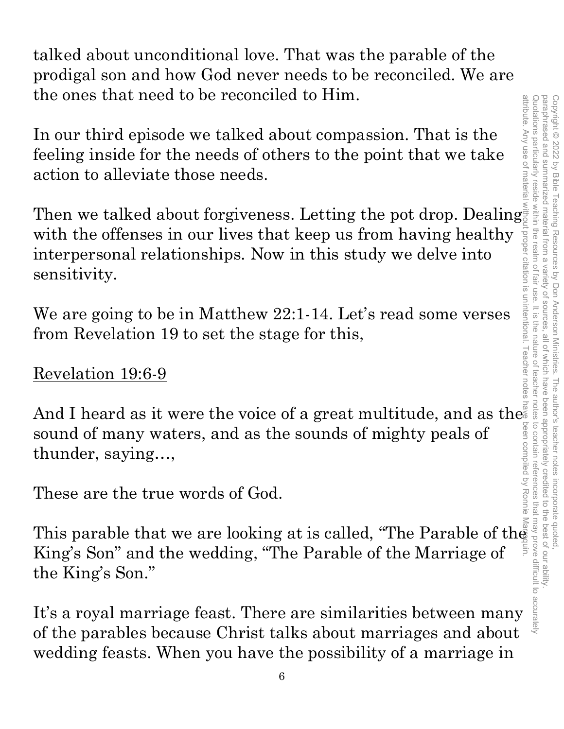talked about unconditional love. That was the parable of the prodigal son and how God never needs to be reconciled. We are the ones that need to be reconciled to Him.

In our third episode we talked about compassion. That is the feeling inside for the needs of others to the point that we take action to alleviate those needs.

Then we talked about forgiveness. Letting the pot drop. Dealing with the offenses in our lives that keep us from having healthy interpersonal relationships. Now in this study we delve into sensitivity.

We are going to be in Matthew 22:1-14. Let's read some verses from Revelation 19 to set the stage for this,

<u>Revelation 19:6-9</u>

And I heard as it were the voice of a great multitude, and as the sound of many waters, and as the sounds of mighty peals of thunder, saying…,

These are the true words of God.

This parable that we are looking at is called, "The Parable of the King's Son" and the wedding, "The Parable of the Marriage of the King's Son."

It's a royal marriage feast. There are similarities between many of the parables because Christ talks about marriages and about wedding feasts. When you have the possibility of a marriage in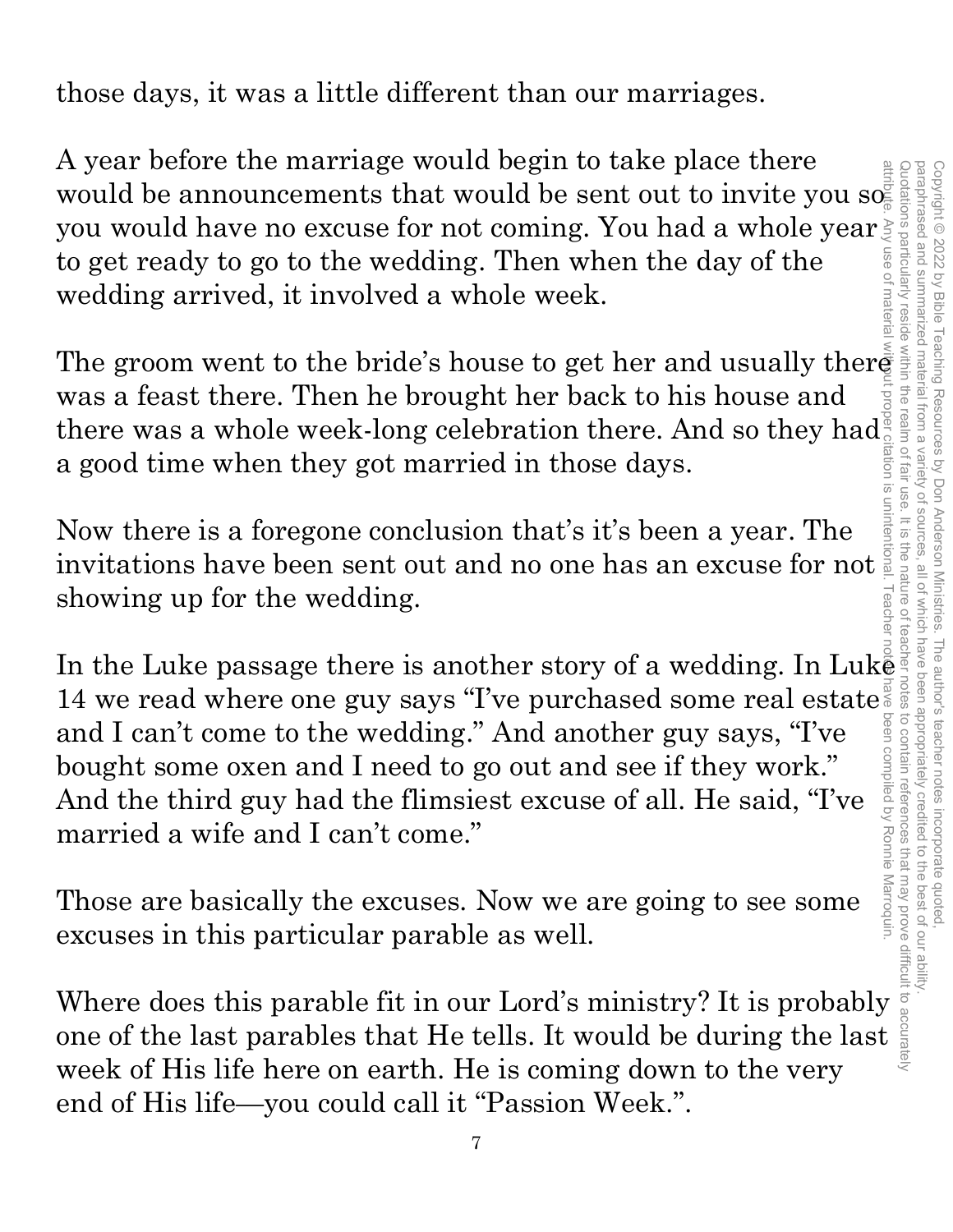those days, it was a little different than our marriages.

A year before the marriage would begin to take place there would be announcements that would be sent out to invite you so you would have no excuse for not coming. You had a whole year to get ready to go to the wedding. Then when the day of the wedding arrived, it involved a whole week.

The groom went to the bride's house to get her and usually there was a feast there. Then he brought her back to his house and there was a whole week-long celebration there. And so they had a good time when they got married in those days.

Now there is a foregone conclusion that's it's been a year. The invitations have been sent out and no one has an excuse for not showing up for the wedding.

In the Luke passage there is another story of a wedding. In Luke 14 we read where one guy says "I've purchased some real estate and I can't come to the wedding." And another guy says, "I've bought some oxen and I need to go out and see if they work." And the third guy had the flimsiest excuse of all. He said, "I've married a wife and I can't come."

Those are basically the excuses. Now we are going to see some excuses in this particular parable as well.

Where does this parable fit in our Lord's ministry? It is probably one of the last parables that He tells. It would be during the last week of His life here on earth. He is coming down to the very end of His life—you could call it "Passion Week.".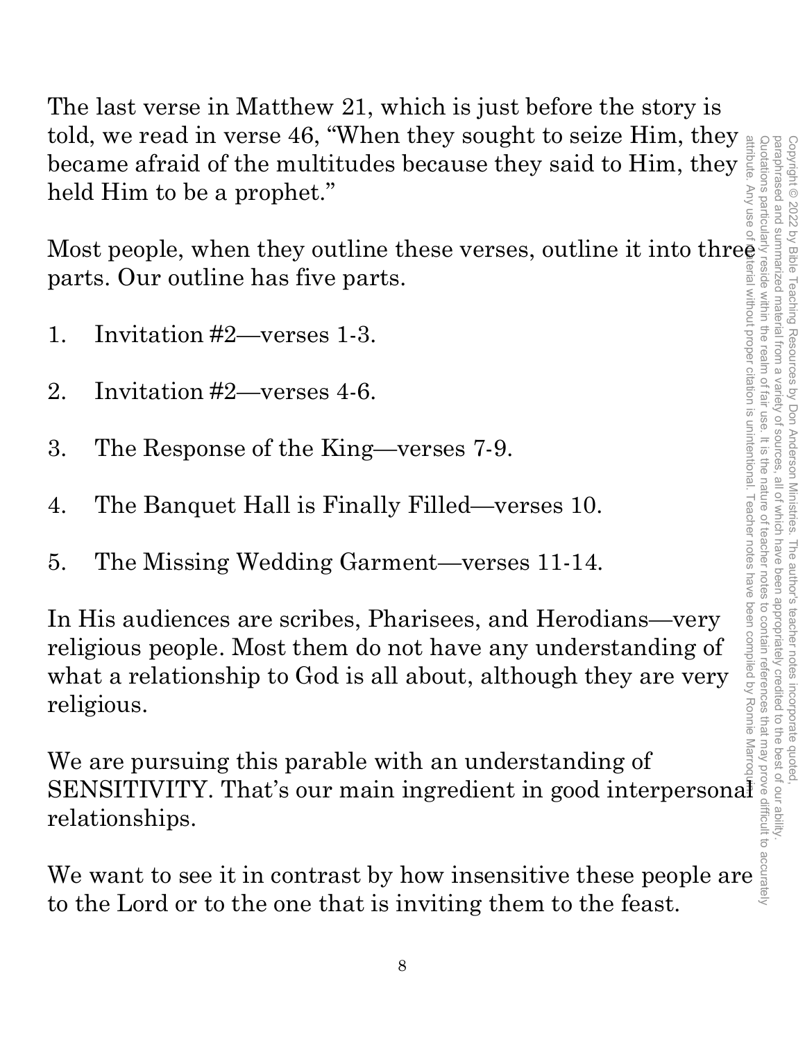The last verse in Matthew 21, which is just before the story is told, we read in verse 46, "When they sought to seize Him, they became afraid of the multitudes because they said to Him, they held Him to be a prophet."

Most people, when they outline these verses, outline it into three parts. Our outline has five parts.

1. Invitation #2—verses 1-3.

2. Invitation #2—verses 4-6.

3. The Response of the King—verses 7-9.

4. The Banquet Hall is Finally Filled—verses 10.

5. The Missing Wedding Garment—verses 11-14.

In His audiences are scribes, Pharisees, and Herodians—very religious people. Most them do not have any understanding of what a relationship to God is all about, although they are very religious.

We are pursuing this parable with an understanding of SENSITIVITY. That's our main ingredient in good interpersonal relationships.

We want to see it in contrast by how insensitive these people are to the Lord or to the one that is inviting them to the feast.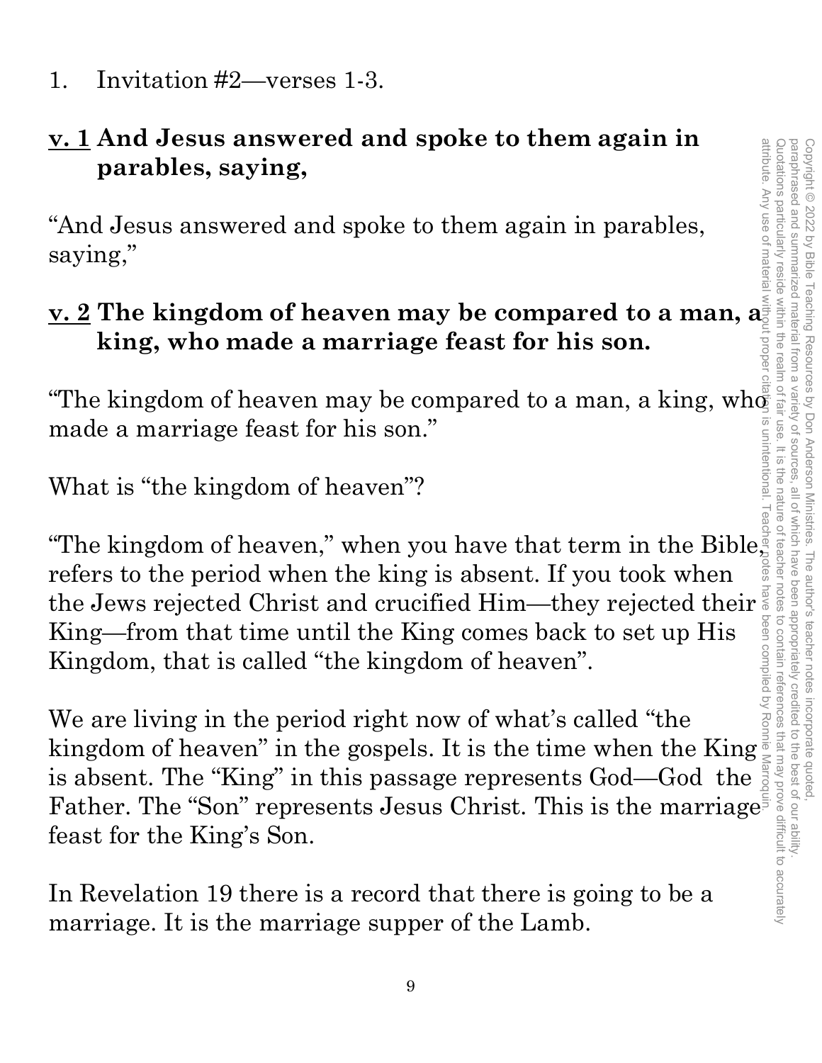1. Invitation #2—verses 1-3.

**<u>v. 1</u> And Jesus answered and spoke to them again in parables, saying,**

"And Jesus answered and spoke to them again in parables, saying,"

**<u>v. 2</u> The kingdom of heaven may be compared to a man, a king, who made a marriage feast for his son.**

"The kingdom of heaven may be compared to a man, a king, who made a marriage feast for his son."

What is "the kingdom of heaven"?

"The kingdom of heaven," when you have that term in the Bible, refers to the period when the king is absent. If you took when the Jews rejected Christ and crucified Him—they rejected their King—from that time until the King comes back to set up His Kingdom, that is called "the kingdom of heaven".

We are living in the period right now of what's called "the kingdom of heaven" in the gospels. It is the time when the King is absent. The "King" in this passage represents God—God the Father. The "Son" represents Jesus Christ. This is the marriage feast for the King's Son.

In Revelation 19 there is a record that there is going to be a marriage. It is the marriage supper of the Lamb.

Copyright © 2022 by Bible Teaching Resources by Don Anderson Ministries. The author's teacher notes incorporate quoted, paraphrased and summarized material from a variety of sources, all of which have been appropriately credited to the best of our ability. Quotations particularly reside within the realm of fair use. It is the nature of teacher notes to contain references that may prove difficult to accurately attribute. Any use of material without proper citation is unintentional. Teacher notes have been compiled by Ronnie Marroquin.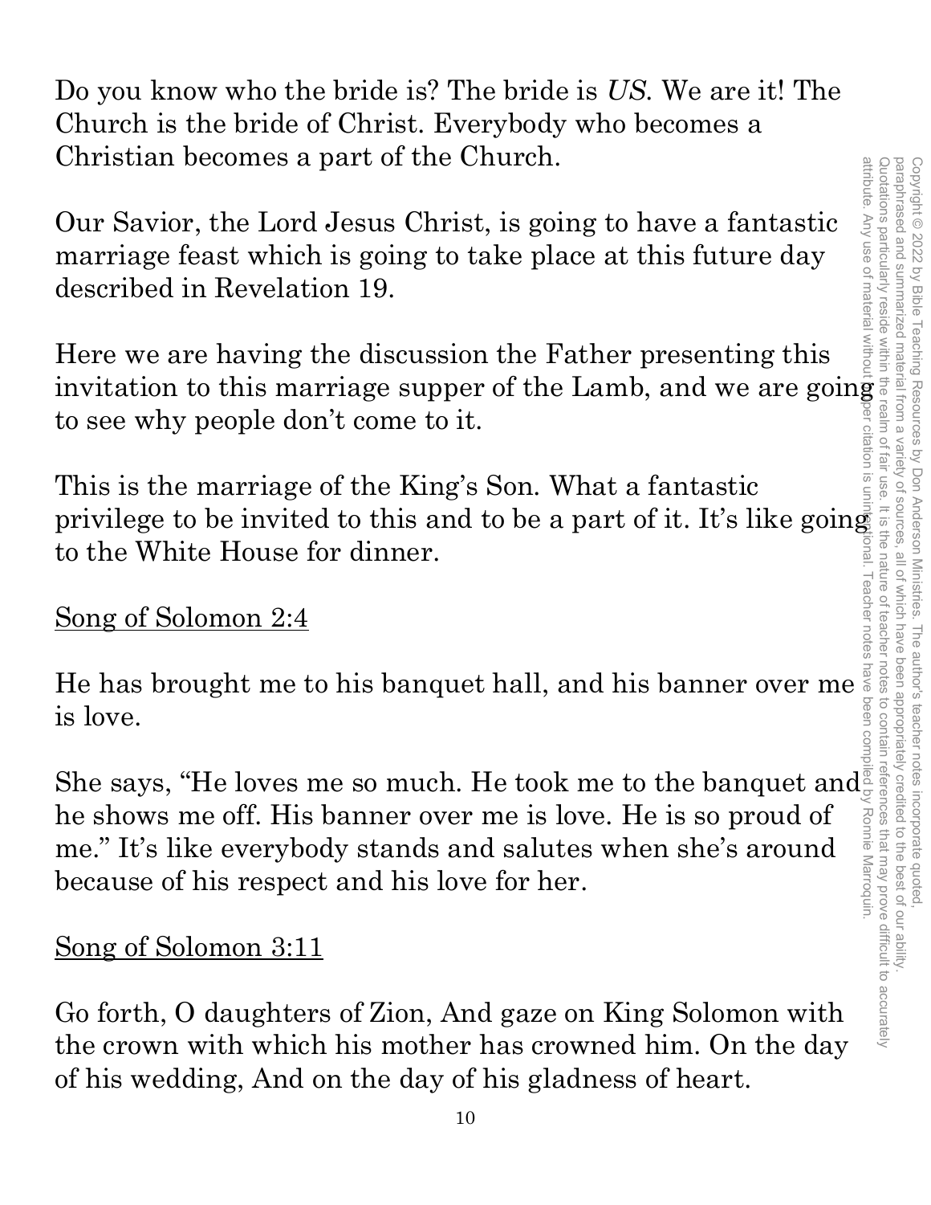Do you know who the bride is? The bride is *US*. We are it! The Church is the bride of Christ. Everybody who becomes a Christian becomes a part of the Church.

Our Savior, the Lord Jesus Christ, is going to have a fantastic marriage feast which is going to take place at this future day described in Revelation 19.

Here we are having the discussion the Father presenting this invitation to this marriage supper of the Lamb, and we are going to see why people don't come to it.

This is the marriage of the King's Son. What a fantastic privilege to be invited to this and to be a part of it. It's like going to the White House for dinner.

<u>Song of Solomon 2:4</u>

He has brought me to his banquet hall, and his banner over me is love.

She says, "He loves me so much. He took me to the banquet and he shows me off. His banner over me is love. He is so proud of me." It's like everybody stands and salutes when she's around because of his respect and his love for her.

<u>Song of Solomon 3:11</u>

Go forth, O daughters of Zion, And gaze on King Solomon with the crown with which his mother has crowned him. On the day of his wedding, And on the day of his gladness of heart.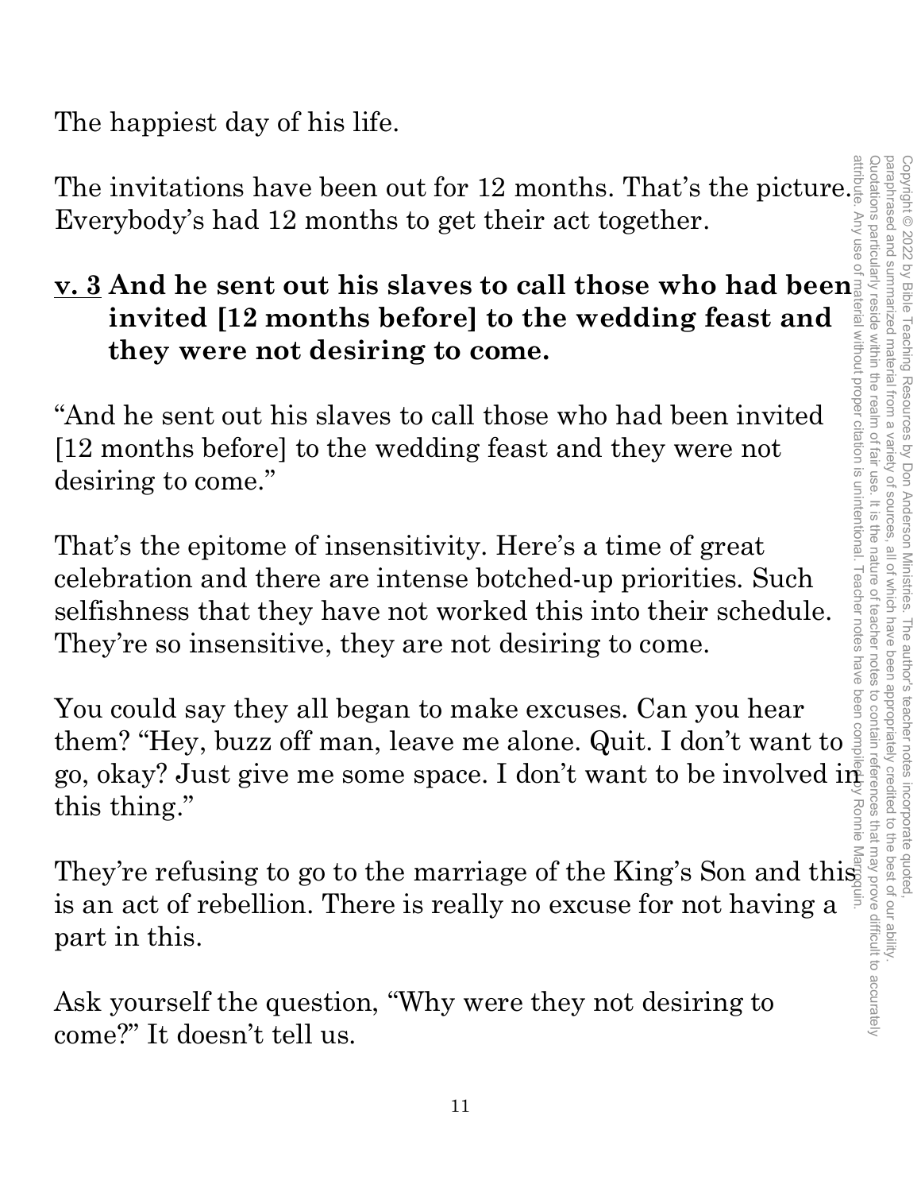The happiest day of his life.

The invitations have been out for 12 months. That's the picture. Everybody's had 12 months to get their act together.

**<u>v. 3</u> And he sent out his slaves to call those who had been invited [12 months before] to the wedding feast and they were not desiring to come.**

"And he sent out his slaves to call those who had been invited [12 months before] to the wedding feast and they were not desiring to come."

That's the epitome of insensitivity. Here's a time of great celebration and there are intense botched-up priorities. Such selfishness that they have not worked this into their schedule. They're so insensitive, they are not desiring to come.

You could say they all began to make excuses. Can you hear them? "Hey, buzz off man, leave me alone. Quit. I don't want to go, okay? Just give me some space. I don't want to be involved in this thing."

They're refusing to go to the marriage of the King's Son and this is an act of rebellion. There is really no excuse for not having a part in this.

Ask yourself the question, "Why were they not desiring to come?" It doesn't tell us.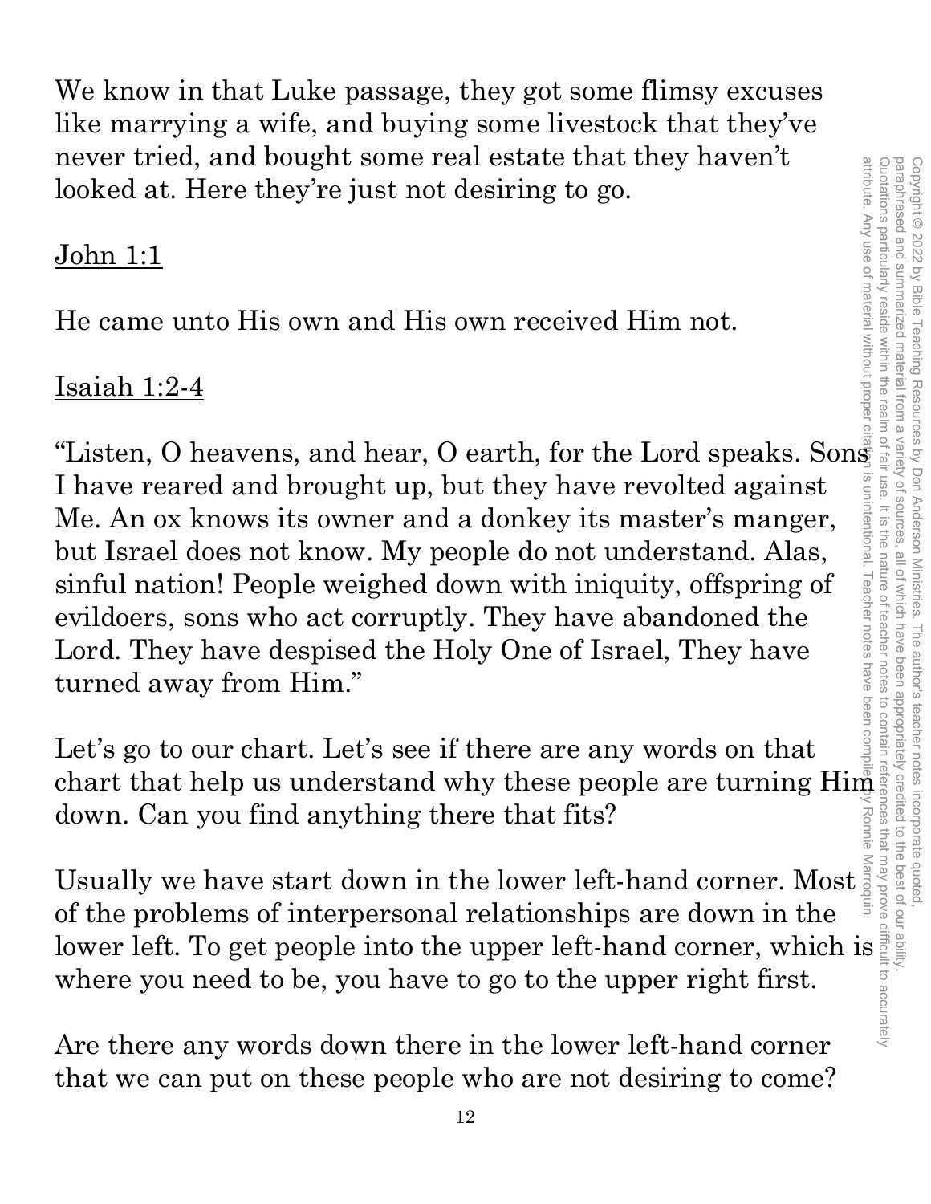We know in that Luke passage, they got some flimsy excuses like marrying a wife, and buying some livestock that they've never tried, and bought some real estate that they haven't looked at. Here they're just not desiring to go.

<u>John 1:1</u>

He came unto His own and His own received Him not.

<u>Isaiah 1:2-4</u>

"Listen, O heavens, and hear, O earth, for the Lord speaks. Sons I have reared and brought up, but they have revolted against Me. An ox knows its owner and a donkey its master's manger, but Israel does not know. My people do not understand. Alas, sinful nation! People weighed down with iniquity, offspring of evildoers, sons who act corruptly. They have abandoned the Lord. They have despised the Holy One of Israel, They have turned away from Him."

Let's go to our chart. Let's see if there are any words on that chart that help us understand why these people are turning Him down. Can you find anything there that fits?

Usually we have start down in the lower left-hand corner. Most of the problems of interpersonal relationships are down in the lower left. To get people into the upper left-hand corner, which is where you need to be, you have to go to the upper right first.

Are there any words down there in the lower left-hand corner that we can put on these people who are not desiring to come?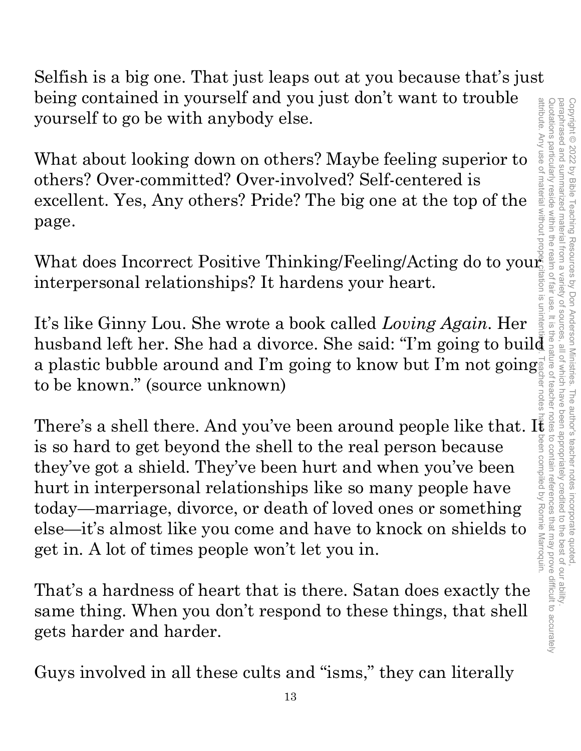Selfish is a big one. That just leaps out at you because that's just being contained in yourself and you just don't want to trouble yourself to go be with anybody else.

What about looking down on others? Maybe feeling superior to others? Over-committed? Over-involved? Self-centered is excellent. Yes, Any others? Pride? The big one at the top of the page.

What does Incorrect Positive Thinking/Feeling/Acting do to your interpersonal relationships? It hardens your heart.

It's like Ginny Lou. She wrote a book called *Loving Again*. Her husband left her. She had a divorce. She said: "I'm going to build a plastic bubble around and I'm going to know but I'm not going to be known." (source unknown)

There's a shell there. And you've been around people like that. It is so hard to get beyond the shell to the real person because they've got a shield. They've been hurt and when you've been hurt in interpersonal relationships like so many people have today—marriage, divorce, or death of loved ones or something else—it's almost like you come and have to knock on shields to get in. A lot of times people won't let you in.

That's a hardness of heart that is there. Satan does exactly the same thing. When you don't respond to these things, that shell gets harder and harder.

Guys involved in all these cults and "isms," they can literally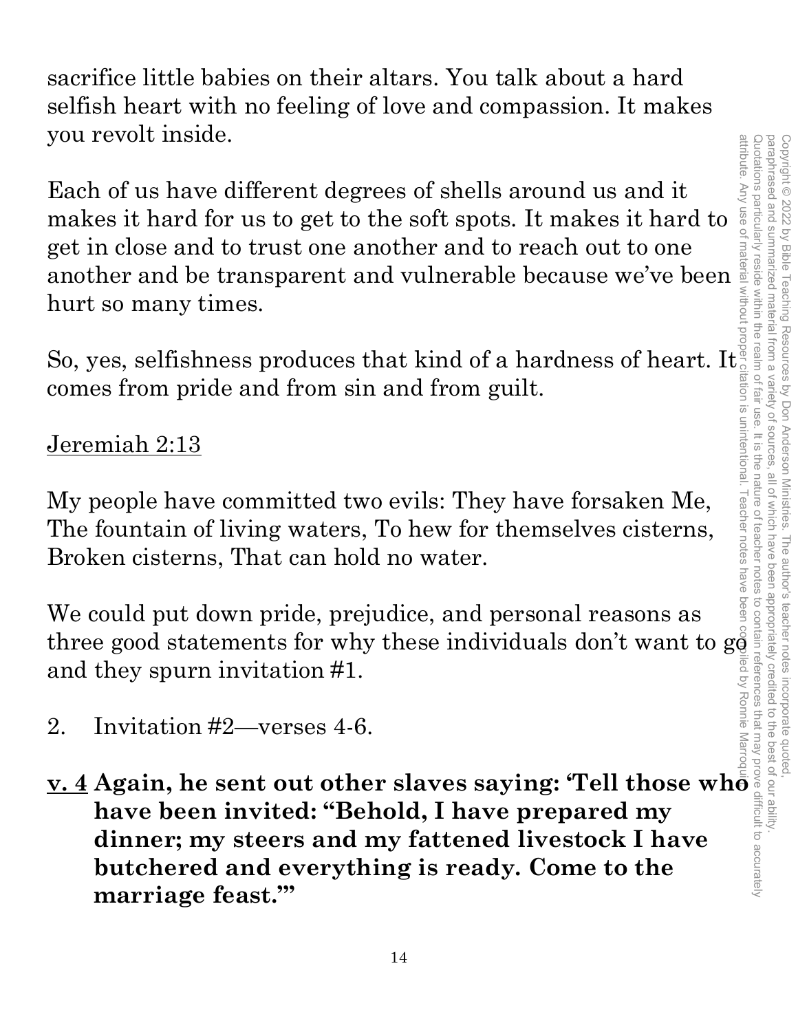sacrifice little babies on their altars. You talk about a hard selfish heart with no feeling of love and compassion. It makes you revolt inside.

Each of us have different degrees of shells around us and it makes it hard for us to get to the soft spots. It makes it hard to get in close and to trust one another and to reach out to one another and be transparent and vulnerable because we've been hurt so many times.

So, yes, selfishness produces that kind of a hardness of heart. It comes from pride and from sin and from guilt.

<u>Jeremiah 2:13</u>

My people have committed two evils: They have forsaken Me, The fountain of living waters, To hew for themselves cisterns, Broken cisterns, That can hold no water.

We could put down pride, prejudice, and personal reasons as three good statements for why these individuals don't want to go and they spurn invitation #1.

2. Invitation #2—verses 4-6.

**<u>v. 4</u> Again, he sent out other slaves saying: 'Tell those who have been invited: "Behold, I have prepared my dinner; my steers and my fattened livestock I have butchered and everything is ready. Come to the marriage feast."'**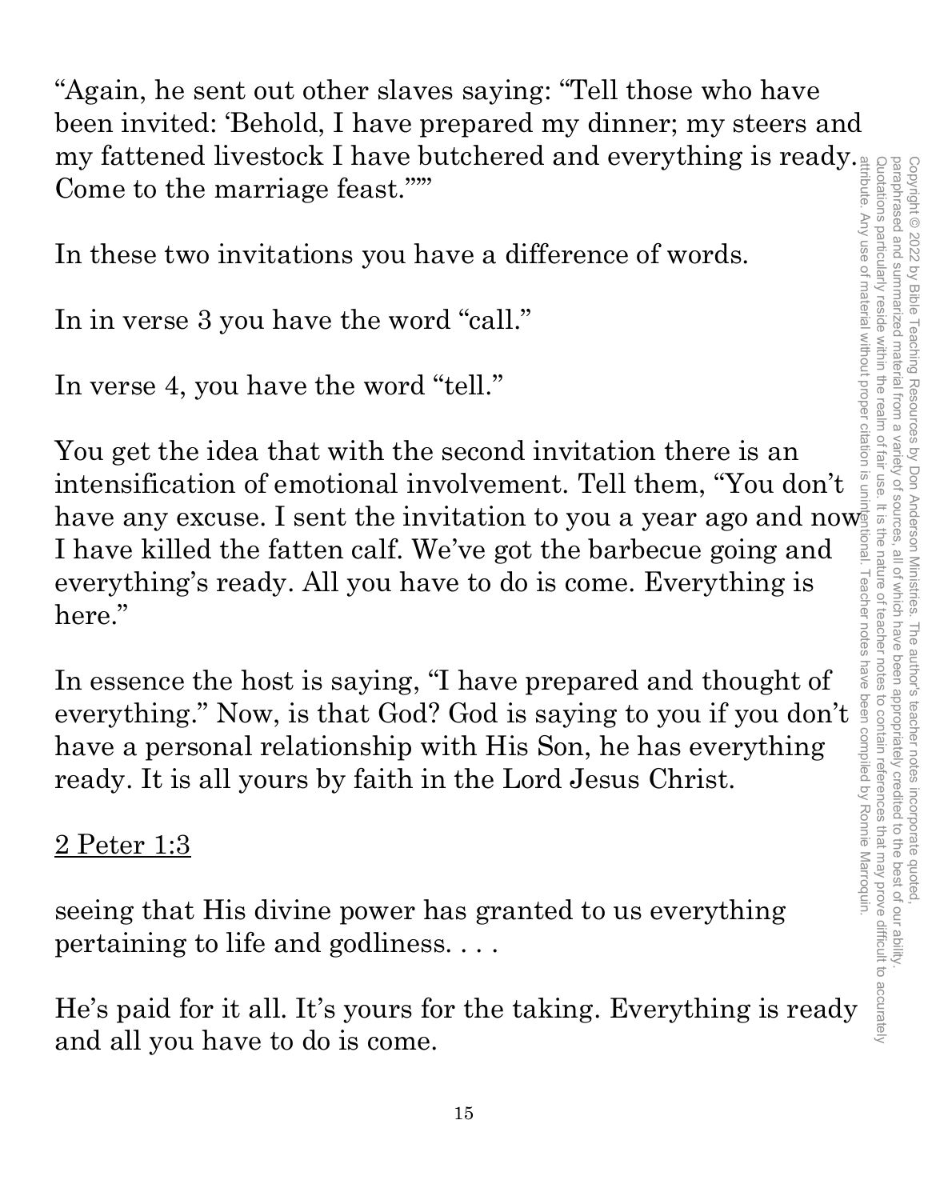"Again, he sent out other slaves saying: "Tell those who have been invited: 'Behold, I have prepared my dinner; my steers and my fattened livestock I have butchered and everything is ready. Come to the marriage feast.'""

In these two invitations you have a difference of words.

In in verse 3 you have the word "call."

In verse 4, you have the word "tell."

You get the idea that with the second invitation there is an intensification of emotional involvement. Tell them, "You don't have any excuse. I sent the invitation to you a year ago and now I have killed the fatten calf. We've got the barbecue going and everything's ready. All you have to do is come. Everything is here."

In essence the host is saying, "I have prepared and thought of everything." Now, is that God? God is saying to you if you don't have a personal relationship with His Son, he has everything ready. It is all yours by faith in the Lord Jesus Christ.

<u>2 Peter 1:3</u>

seeing that His divine power has granted to us everything pertaining to life and godliness. . . .

He's paid for it all. It's yours for the taking. Everything is ready and all you have to do is come.

Copyright © 2022 by Bible Teaching Resources by Don Anderson Ministries. The author's teacher notes incorporate quoted, paraphrased and summarized material from a variety of sources, all of which have been appropriately credited to the best of our ability. Quotations particularly reside within the realm of fair use. It is the nature of teacher notes to contain references that may prove difficult to accurately attribute. Any use of material without proper citation is unintentional. Teacher notes have been compiled by Ronnie Marroquin.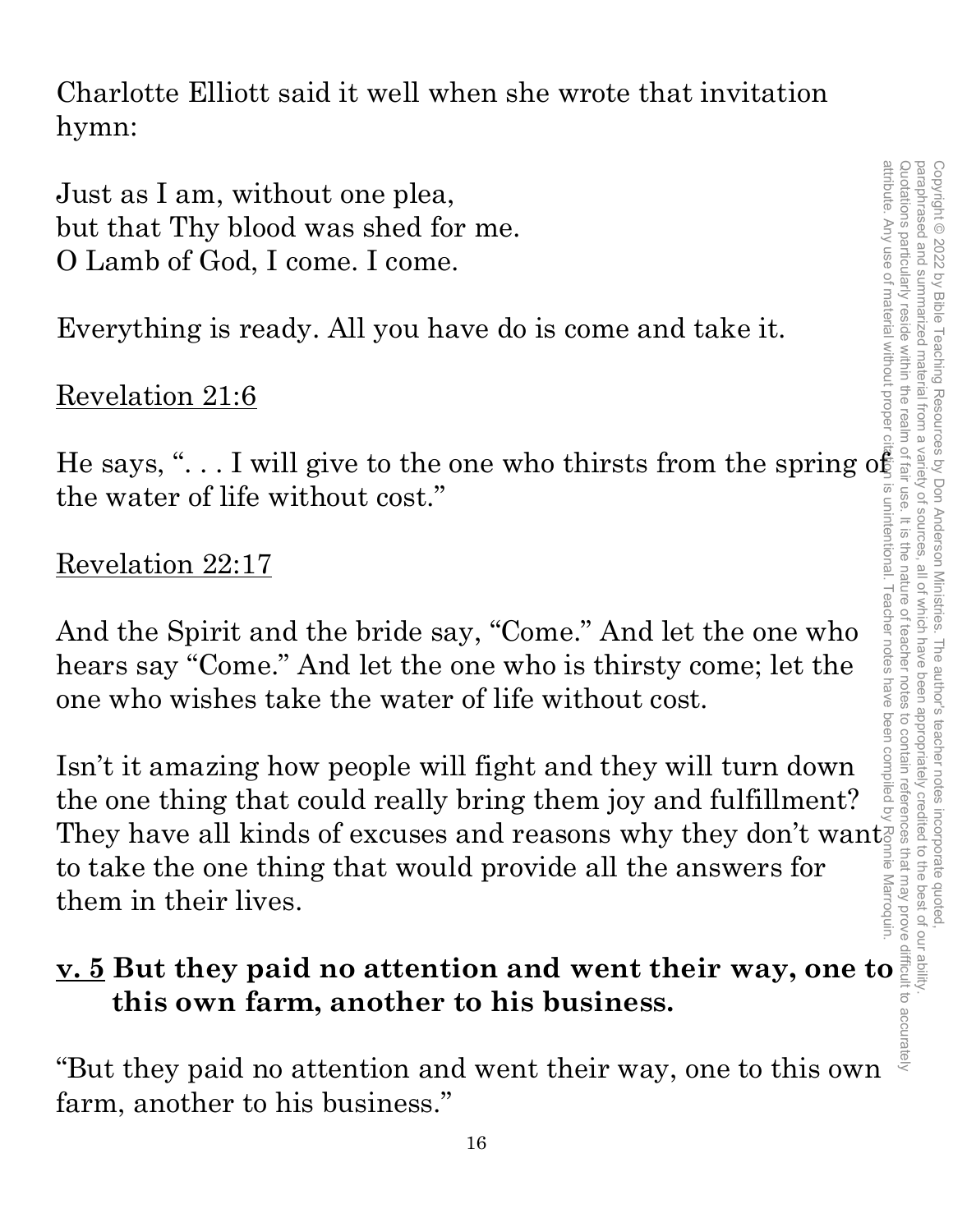Charlotte Elliott said it well when she wrote that invitation hymn:

Just as I am, without one plea,
but that Thy blood was shed for me.
O Lamb of God, I come. I come.

Everything is ready. All you have do is come and take it.

<u>Revelation 21:6</u>

He says, ". . . I will give to the one who thirsts from the spring of the water of life without cost."

<u>Revelation 22:17</u>

And the Spirit and the bride say, "Come." And let the one who hears say "Come." And let the one who is thirsty come; let the one who wishes take the water of life without cost.

Isn't it amazing how people will fight and they will turn down the one thing that could really bring them joy and fulfillment? They have all kinds of excuses and reasons why they don't want to take the one thing that would provide all the answers for them in their lives.

**<u>v. 5</u> But they paid no attention and went their way, one to this own farm, another to his business.**

"But they paid no attention and went their way, one to this own farm, another to his business."

Copyright © 2022 by Bible Teaching Resources by Don Anderson Ministries. The author's teacher notes incorporate quoted, paraphrased and summarized material from a variety of sources, all of which have been appropriately credited to the best of our ability. Quotations particularly reside within the realm of fair use. It is the nature of teacher notes to contain references that may prove difficult to accurately attribute. Any use of material without proper citation is unintentional. Teacher notes have been compiled by Ronnie Marroquin.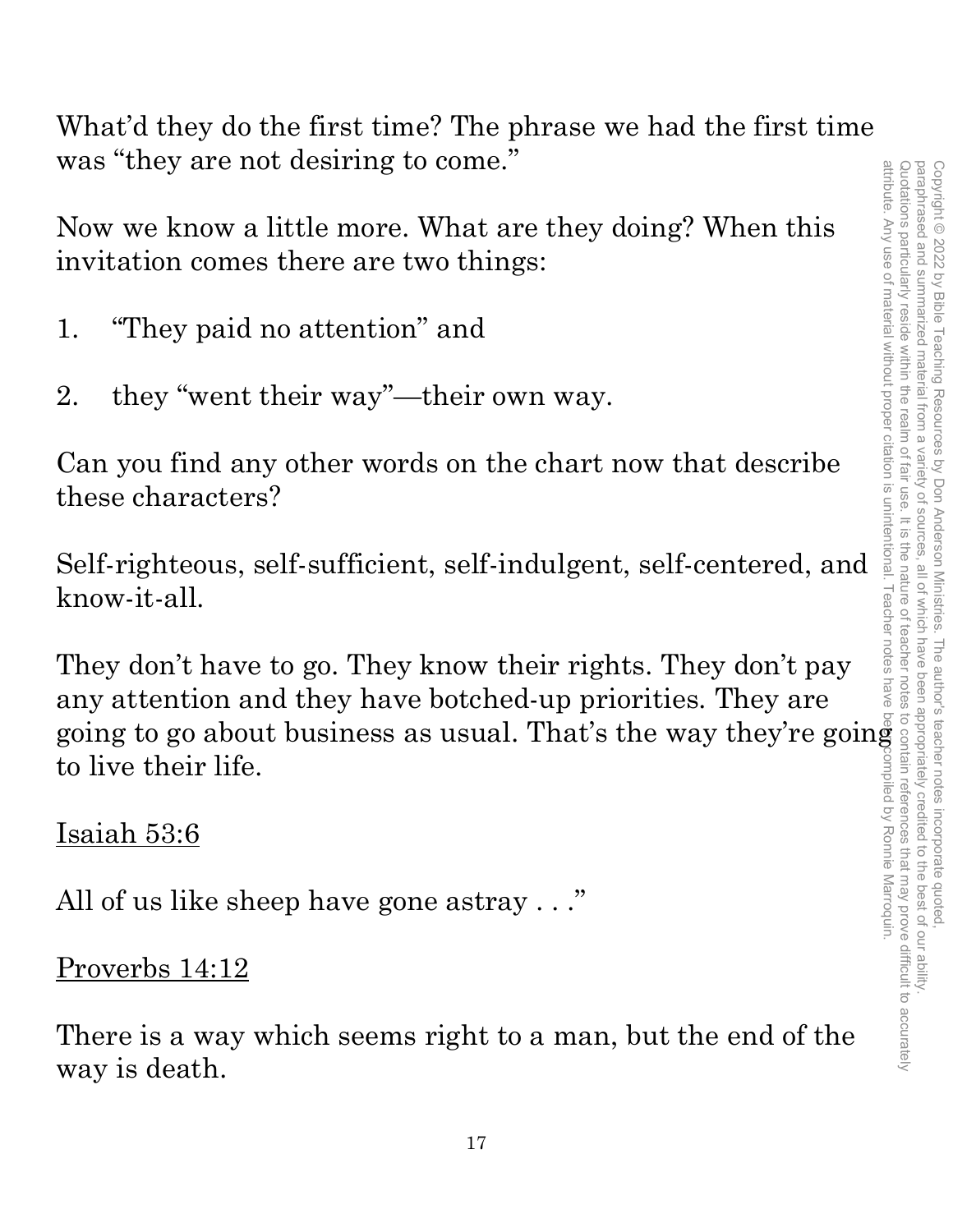What'd they do the first time? The phrase we had the first time was "they are not desiring to come."

Now we know a little more. What are they doing? When this invitation comes there are two things:

1. "They paid no attention" and
2. they "went their way"—their own way.

Can you find any other words on the chart now that describe these characters?

Self-righteous, self-sufficient, self-indulgent, self-centered, and know-it-all.

They don't have to go. They know their rights. They don't pay any attention and they have botched-up priorities. They are going to go about business as usual. That's the way they're going to live their life.

Isaiah 53:6

All of us like sheep have gone astray . . ."

Proverbs 14:12

There is a way which seems right to a man, but the end of the way is death.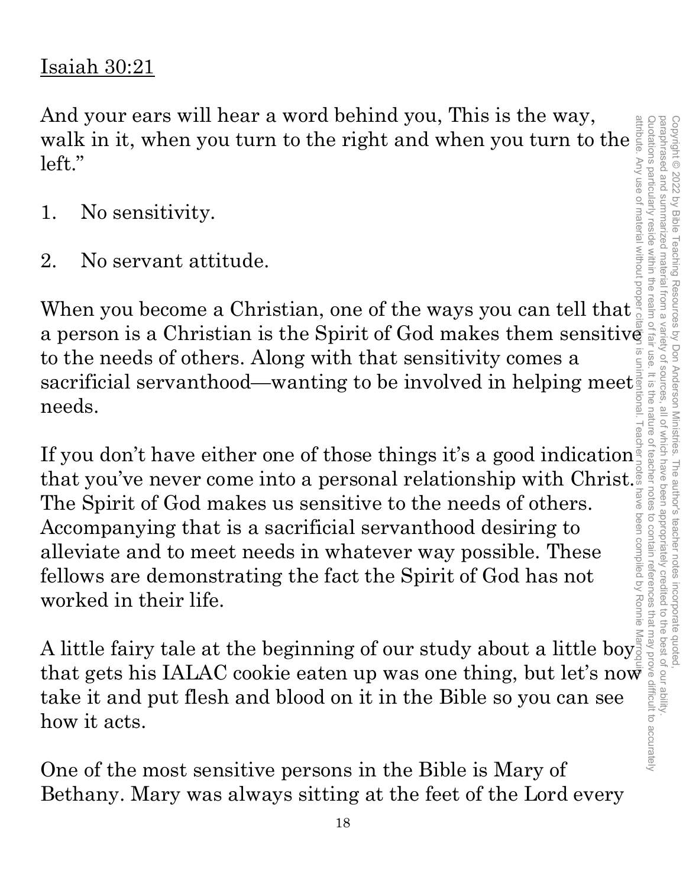<u>Isaiah 30:21</u>

And your ears will hear a word behind you, This is the way, walk in it, when you turn to the right and when you turn to the left."

1. No sensitivity.

2. No servant attitude.

When you become a Christian, one of the ways you can tell that a person is a Christian is the Spirit of God makes them sensitive to the needs of others. Along with that sensitivity comes a sacrificial servanthood—wanting to be involved in helping meet needs.

If you don't have either one of those things it's a good indication that you've never come into a personal relationship with Christ. The Spirit of God makes us sensitive to the needs of others. Accompanying that is a sacrificial servanthood desiring to alleviate and to meet needs in whatever way possible. These fellows are demonstrating the fact the Spirit of God has not worked in their life.

A little fairy tale at the beginning of our study about a little boy that gets his IALAC cookie eaten up was one thing, but let's now take it and put flesh and blood on it in the Bible so you can see how it acts.

One of the most sensitive persons in the Bible is Mary of Bethany. Mary was always sitting at the feet of the Lord every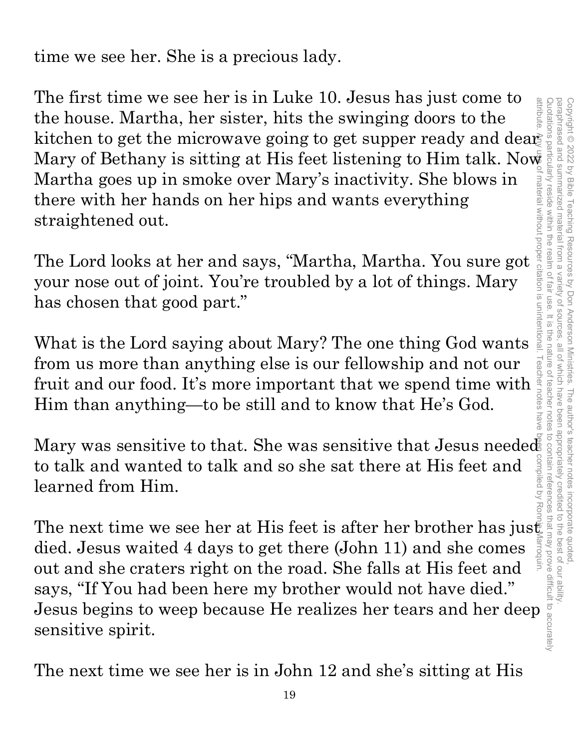time we see her. She is a precious lady.

The first time we see her is in Luke 10. Jesus has just come to the house. Martha, her sister, hits the swinging doors to the kitchen to get the microwave going to get supper ready and dear Mary of Bethany is sitting at His feet listening to Him talk. Now Martha goes up in smoke over Mary's inactivity. She blows in there with her hands on her hips and wants everything straightened out.

The Lord looks at her and says, "Martha, Martha. You sure got your nose out of joint. You're troubled by a lot of things. Mary has chosen that good part."

What is the Lord saying about Mary? The one thing God wants from us more than anything else is our fellowship and not our fruit and our food. It's more important that we spend time with Him than anything—to be still and to know that He's God.

Mary was sensitive to that. She was sensitive that Jesus needed to talk and wanted to talk and so she sat there at His feet and learned from Him.

The next time we see her at His feet is after her brother has just died. Jesus waited 4 days to get there (John 11) and she comes out and she craters right on the road. She falls at His feet and says, "If You had been here my brother would not have died." Jesus begins to weep because He realizes her tears and her deep sensitive spirit.

The next time we see her is in John 12 and she's sitting at His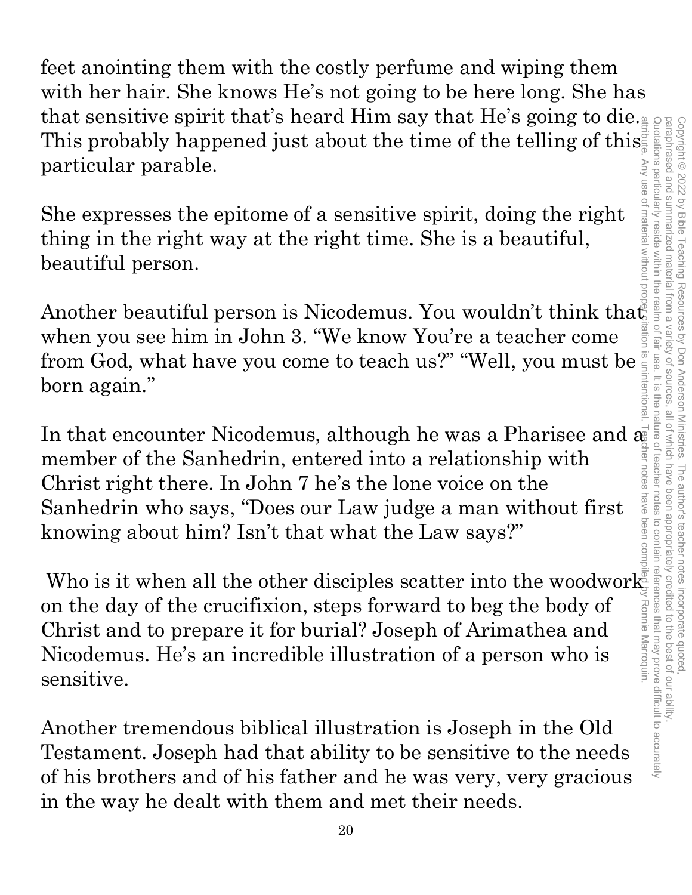feet anointing them with the costly perfume and wiping them with her hair. She knows He's not going to be here long. She has that sensitive spirit that's heard Him say that He's going to die. This probably happened just about the time of the telling of this particular parable.

She expresses the epitome of a sensitive spirit, doing the right thing in the right way at the right time. She is a beautiful, beautiful person.

Another beautiful person is Nicodemus. You wouldn't think that when you see him in John 3. "We know You're a teacher come from God, what have you come to teach us?" "Well, you must be born again."

In that encounter Nicodemus, although he was a Pharisee and a member of the Sanhedrin, entered into a relationship with Christ right there. In John 7 he's the lone voice on the Sanhedrin who says, "Does our Law judge a man without first knowing about him? Isn't that what the Law says?"

Who is it when all the other disciples scatter into the woodwork on the day of the crucifixion, steps forward to beg the body of Christ and to prepare it for burial? Joseph of Arimathea and Nicodemus. He's an incredible illustration of a person who is sensitive.

Another tremendous biblical illustration is Joseph in the Old Testament. Joseph had that ability to be sensitive to the needs of his brothers and of his father and he was very, very gracious in the way he dealt with them and met their needs.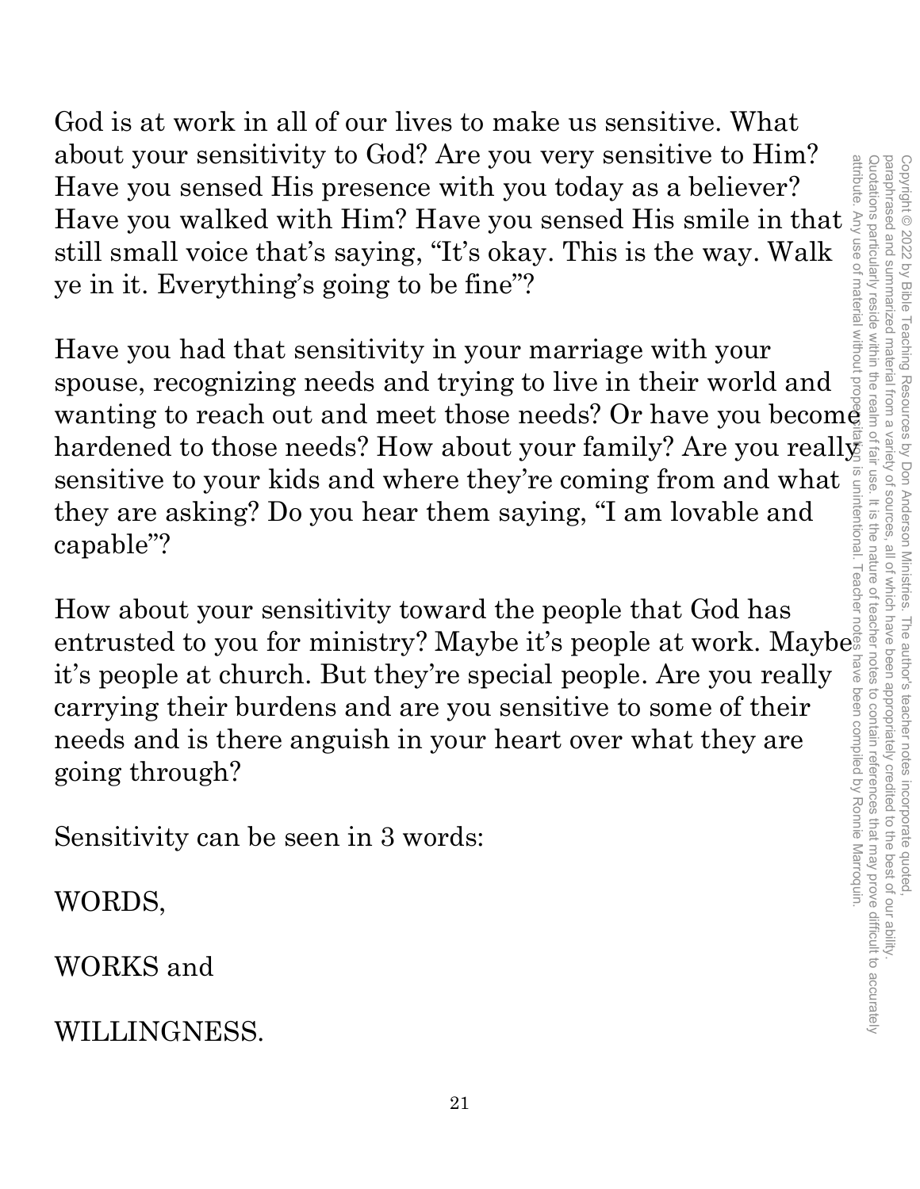God is at work in all of our lives to make us sensitive. What about your sensitivity to God? Are you very sensitive to Him? Have you sensed His presence with you today as a believer? Have you walked with Him? Have you sensed His smile in that still small voice that's saying, "It's okay. This is the way. Walk ye in it. Everything's going to be fine"?

Have you had that sensitivity in your marriage with your spouse, recognizing needs and trying to live in their world and wanting to reach out and meet those needs? Or have you become hardened to those needs? How about your family? Are you really sensitive to your kids and where they're coming from and what they are asking? Do you hear them saying, "I am lovable and capable"?

How about your sensitivity toward the people that God has entrusted to you for ministry? Maybe it's people at work. Maybe it's people at church. But they're special people. Are you really carrying their burdens and are you sensitive to some of their needs and is there anguish in your heart over what they are going through?

Sensitivity can be seen in 3 words:

WORDS,

WORKS and

WILLINGNESS.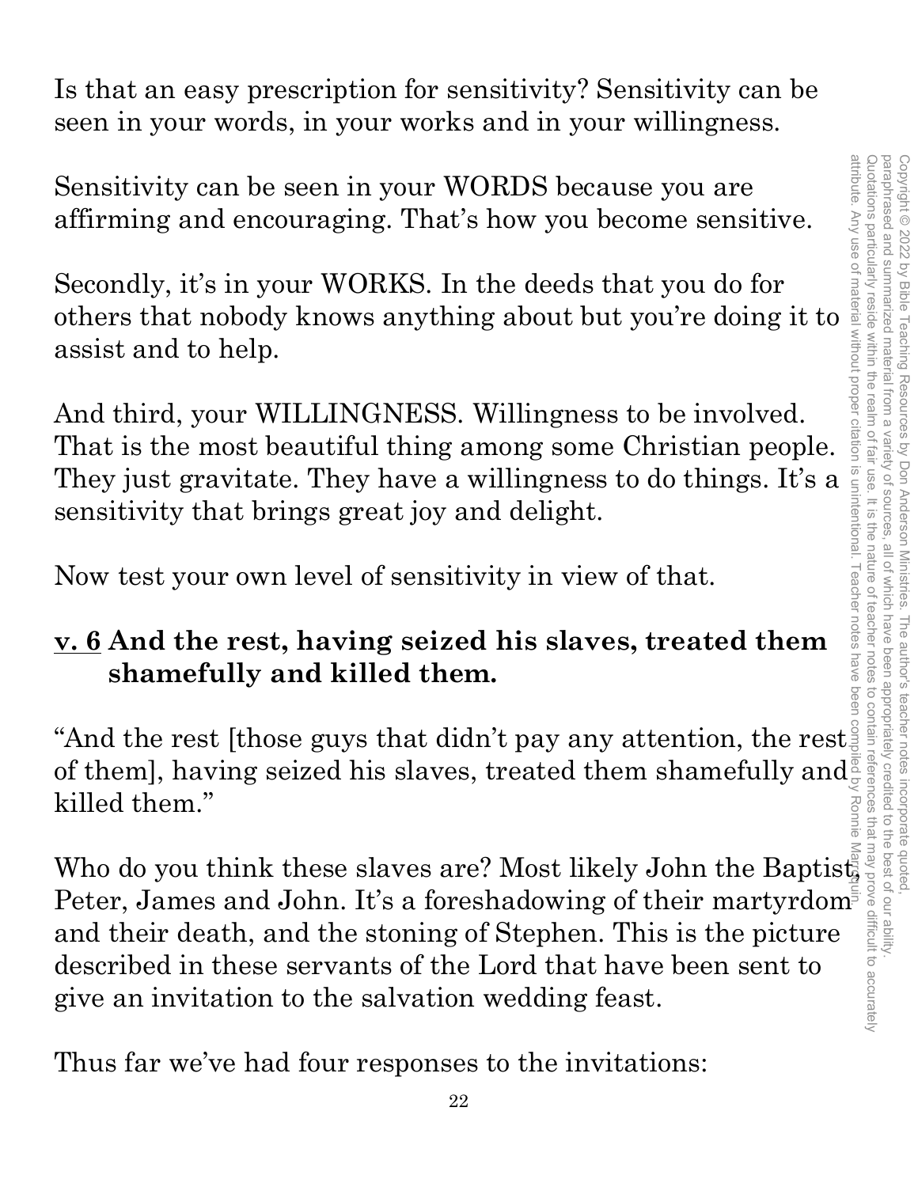Is that an easy prescription for sensitivity? Sensitivity can be seen in your words, in your works and in your willingness.

Sensitivity can be seen in your WORDS because you are affirming and encouraging. That's how you become sensitive.

Secondly, it's in your WORKS. In the deeds that you do for others that nobody knows anything about but you're doing it to assist and to help.

And third, your WILLINGNESS. Willingness to be involved. That is the most beautiful thing among some Christian people. They just gravitate. They have a willingness to do things. It's a sensitivity that brings great joy and delight.

Now test your own level of sensitivity in view of that.

**<u>v. 6</u> And the rest, having seized his slaves, treated them shamefully and killed them.**

"And the rest [those guys that didn't pay any attention, the rest of them], having seized his slaves, treated them shamefully and killed them."

Who do you think these slaves are? Most likely John the Baptist, Peter, James and John. It's a foreshadowing of their martyrdom and their death, and the stoning of Stephen. This is the picture described in these servants of the Lord that have been sent to give an invitation to the salvation wedding feast.

Thus far we've had four responses to the invitations: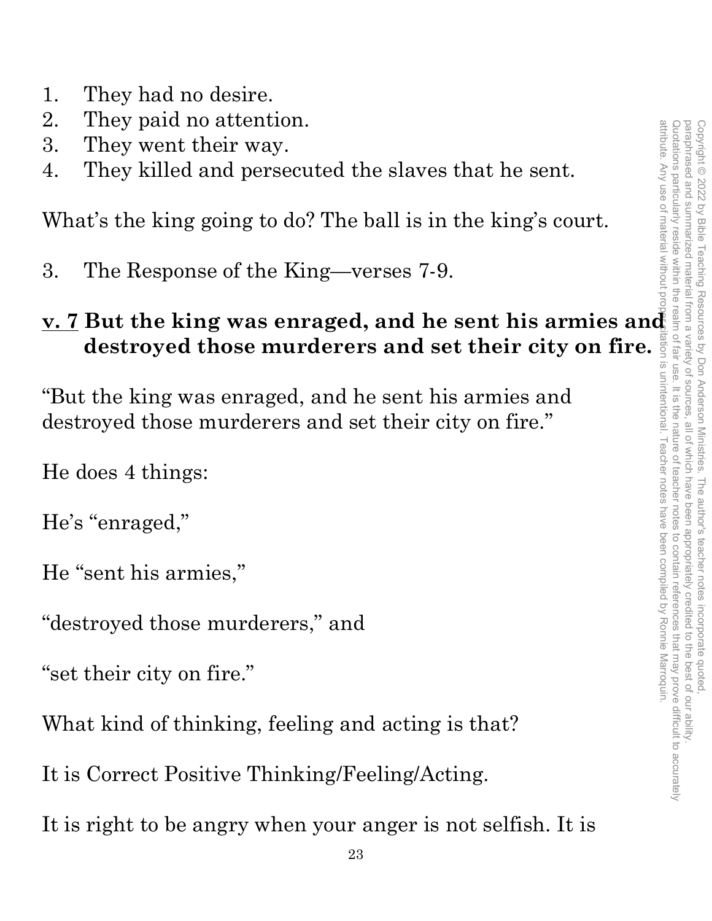1. They had no desire.
2. They paid no attention.
3. They went their way.
4. They killed and persecuted the slaves that he sent.

What's the king going to do? The ball is in the king's court.

3. The Response of the King—verses 7-9.

**<u>v. 7</u> But the king was enraged, and he sent his armies and destroyed those murderers and set their city on fire.**

"But the king was enraged, and he sent his armies and destroyed those murderers and set their city on fire."

He does 4 things:

He's "enraged,"

He "sent his armies,"

"destroyed those murderers," and

"set their city on fire."

What kind of thinking, feeling and acting is that?

It is Correct Positive Thinking/Feeling/Acting.

It is right to be angry when your anger is not selfish. It is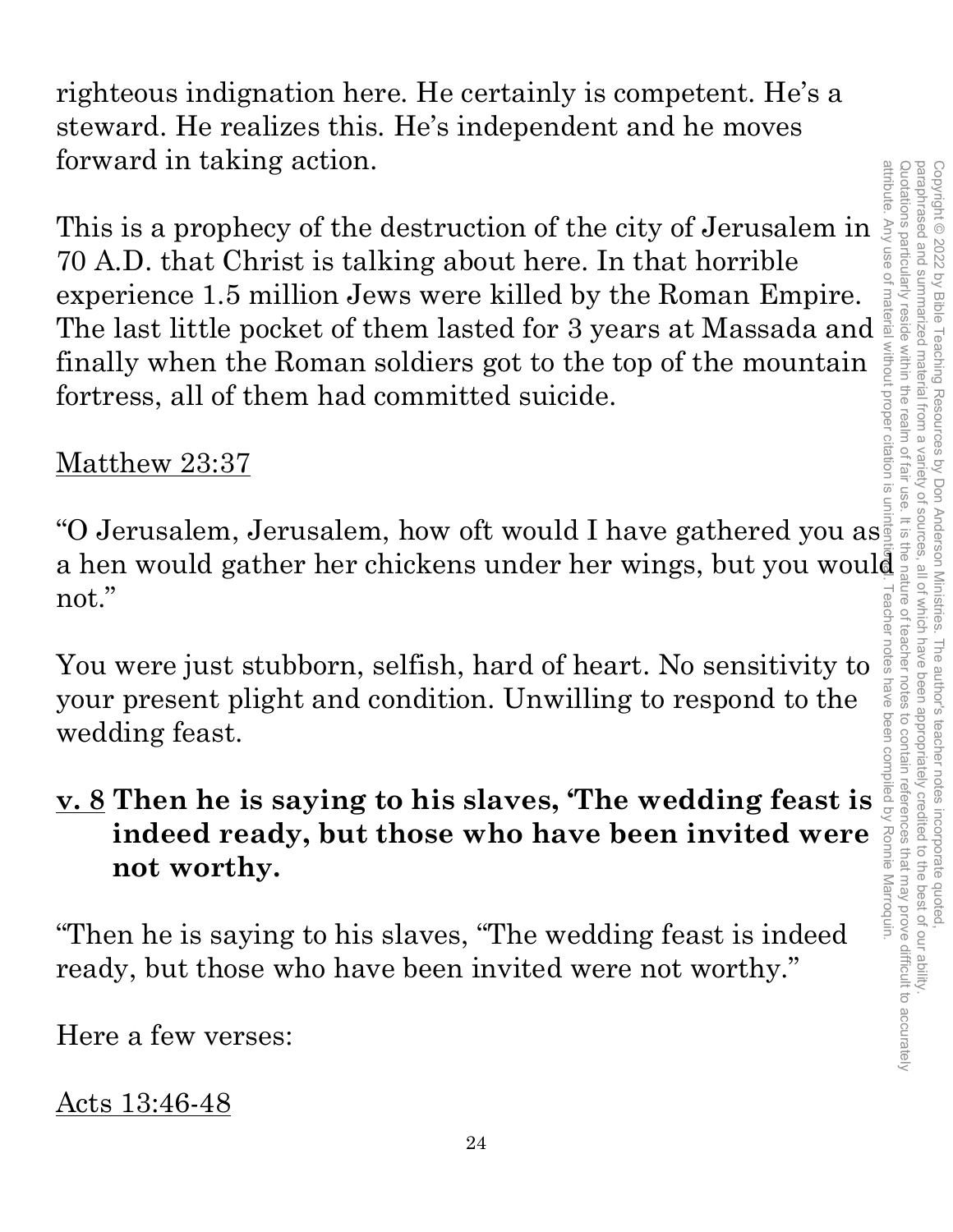righteous indignation here. He certainly is competent. He's a steward. He realizes this. He's independent and he moves forward in taking action.

This is a prophecy of the destruction of the city of Jerusalem in 70 A.D. that Christ is talking about here. In that horrible experience 1.5 million Jews were killed by the Roman Empire. The last little pocket of them lasted for 3 years at Massada and finally when the Roman soldiers got to the top of the mountain fortress, all of them had committed suicide.

<u>Matthew 23:37</u>

"O Jerusalem, Jerusalem, how oft would I have gathered you as a hen would gather her chickens under her wings, but you would not."

You were just stubborn, selfish, hard of heart. No sensitivity to your present plight and condition. Unwilling to respond to the wedding feast.

**<u>v. 8</u> Then he is saying to his slaves, 'The wedding feast is indeed ready, but those who have been invited were not worthy.**

"Then he is saying to his slaves, "The wedding feast is indeed ready, but those who have been invited were not worthy."

Here a few verses:

<u>Acts 13:46-48</u>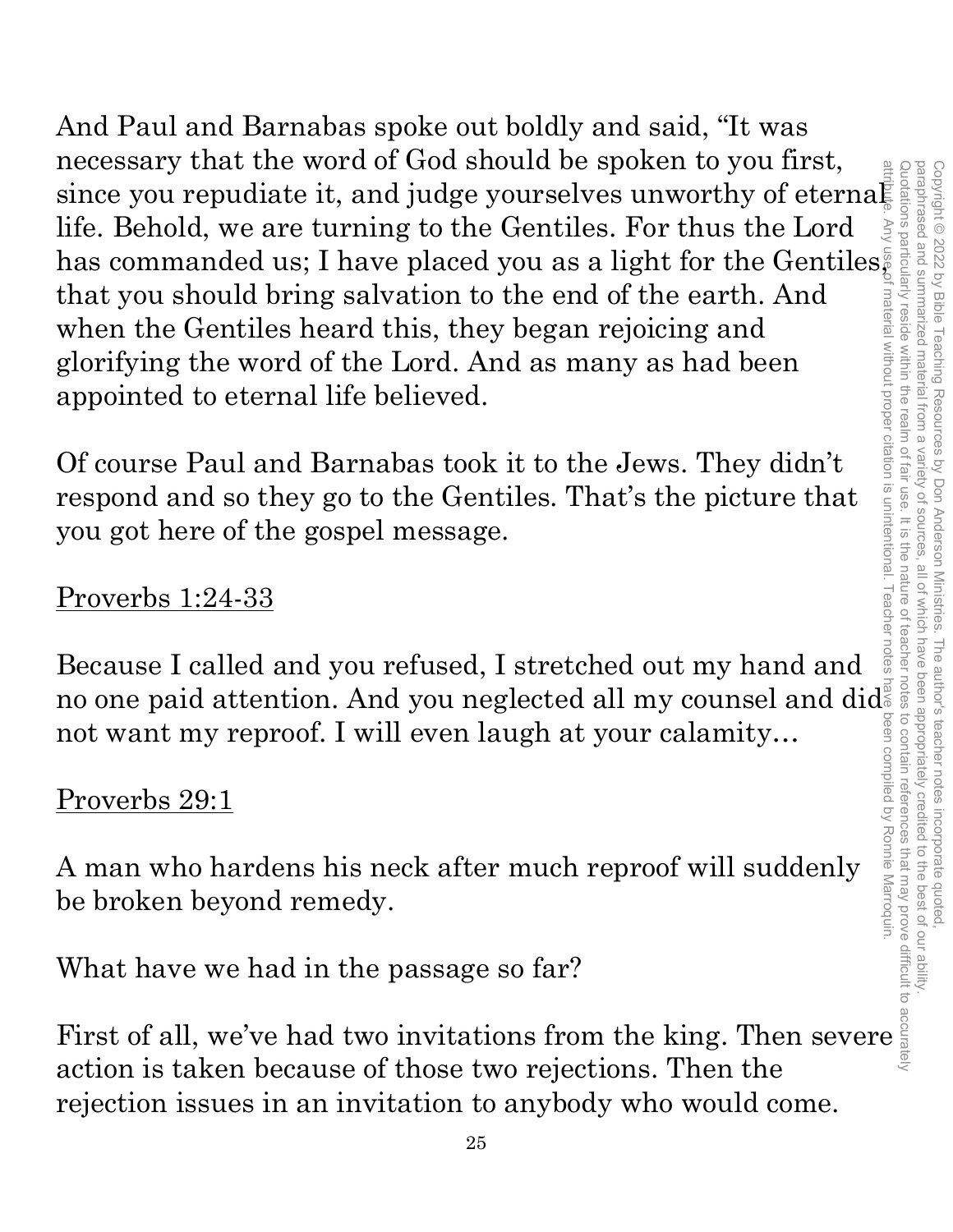And Paul and Barnabas spoke out boldly and said, "It was necessary that the word of God should be spoken to you first, since you repudiate it, and judge yourselves unworthy of eternal life. Behold, we are turning to the Gentiles. For thus the Lord has commanded us; I have placed you as a light for the Gentiles, that you should bring salvation to the end of the earth. And when the Gentiles heard this, they began rejoicing and glorifying the word of the Lord. And as many as had been appointed to eternal life believed.

Of course Paul and Barnabas took it to the Jews. They didn't respond and so they go to the Gentiles. That's the picture that you got here of the gospel message.

<u>Proverbs 1:24-33</u>

Because I called and you refused, I stretched out my hand and no one paid attention. And you neglected all my counsel and did not want my reproof. I will even laugh at your calamity…

<u>Proverbs 29:1</u>

A man who hardens his neck after much reproof will suddenly be broken beyond remedy.

What have we had in the passage so far?

First of all, we've had two invitations from the king. Then severe action is taken because of those two rejections. Then the rejection issues in an invitation to anybody who would come.

Copyright © 2022 by Bible Teaching Resources by Don Anderson Ministries. The author's teacher notes incorporate quoted, paraphrased and summarized material from a variety of sources, all of which have been appropriately credited to the best of our ability. Quotations particularly reside within the realm of fair use. It is the nature of teacher notes to contain references that may prove difficult to accurately attribute. Any use of material without proper citation is unintentional. Teacher notes have been compiled by Ronnie Marroquin.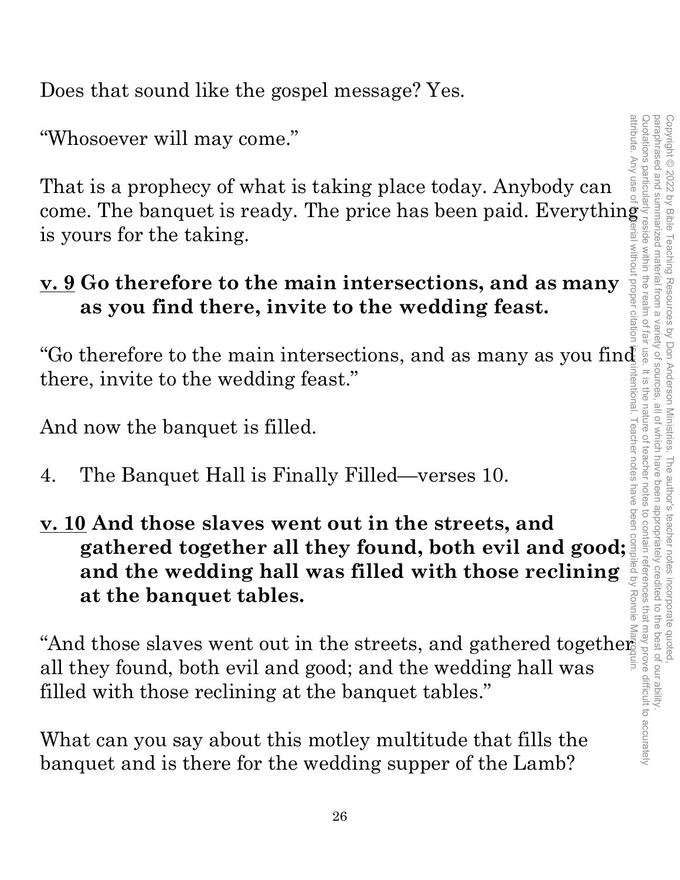Does that sound like the gospel message? Yes.

"Whosoever will may come."

That is a prophecy of what is taking place today. Anybody can come. The banquet is ready. The price has been paid. Everything is yours for the taking.

**<u>v. 9</u> Go therefore to the main intersections, and as many as you find there, invite to the wedding feast.**

"Go therefore to the main intersections, and as many as you find there, invite to the wedding feast."

And now the banquet is filled.

4. The Banquet Hall is Finally Filled—verses 10.

**<u>v. 10</u> And those slaves went out in the streets, and gathered together all they found, both evil and good; and the wedding hall was filled with those reclining at the banquet tables.**

"And those slaves went out in the streets, and gathered together all they found, both evil and good; and the wedding hall was filled with those reclining at the banquet tables."

What can you say about this motley multitude that fills the banquet and is there for the wedding supper of the Lamb?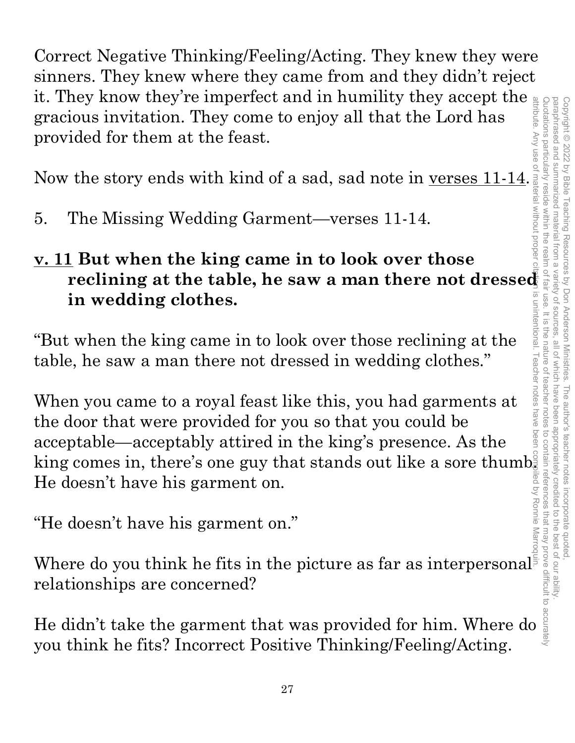Correct Negative Thinking/Feeling/Acting. They knew they were sinners. They knew where they came from and they didn't reject it. They know they're imperfect and in humility they accept the gracious invitation. They come to enjoy all that the Lord has provided for them at the feast.

Now the story ends with kind of a sad, sad note in <u>verses 11-14</u>.

5. The Missing Wedding Garment—verses 11-14.

**<u>v. 11</u> But when the king came in to look over those reclining at the table, he saw a man there not dressed in wedding clothes.**

"But when the king came in to look over those reclining at the table, he saw a man there not dressed in wedding clothes."

When you came to a royal feast like this, you had garments at the door that were provided for you so that you could be acceptable—acceptably attired in the king's presence. As the king comes in, there's one guy that stands out like a sore thumb. He doesn't have his garment on.

"He doesn't have his garment on."

Where do you think he fits in the picture as far as interpersonal relationships are concerned?

He didn't take the garment that was provided for him. Where do you think he fits? Incorrect Positive Thinking/Feeling/Acting.

Copyright © 2022 by Bible Teaching Resources by Don Anderson Ministries. The author's teacher notes incorporate quoted, paraphrased and summarized material from a variety of sources, all of which have been appropriately credited to the best of our ability. Quotations particularly reside within the realm of fair use. It is the nature of teacher notes to contain references that may prove difficult to accurately attribute. Any use of material without proper citation is unintentional. Teacher notes have been compiled by Ronnie Marroquin.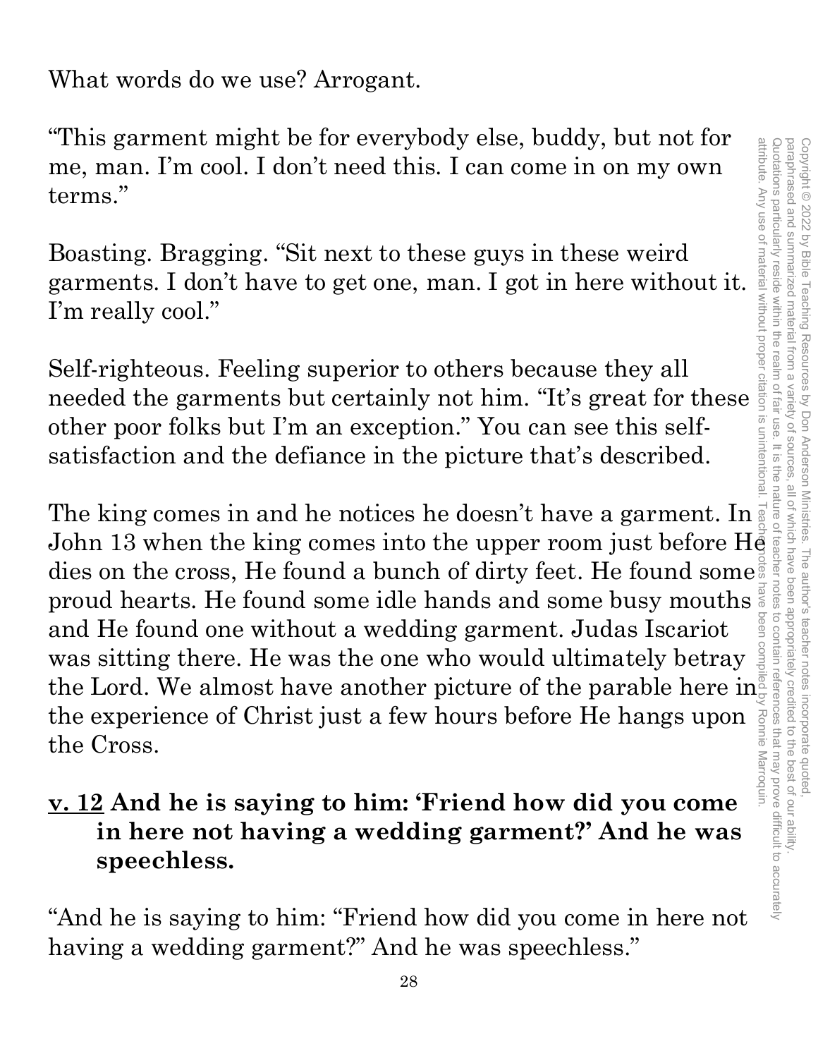What words do we use? Arrogant.

"This garment might be for everybody else, buddy, but not for me, man. I'm cool. I don't need this. I can come in on my own terms."

Boasting. Bragging. "Sit next to these guys in these weird garments. I don't have to get one, man. I got in here without it. I'm really cool."

Self-righteous. Feeling superior to others because they all needed the garments but certainly not him. "It's great for these other poor folks but I'm an exception." You can see this self-satisfaction and the defiance in the picture that's described.

The king comes in and he notices he doesn't have a garment. In John 13 when the king comes into the upper room just before He dies on the cross, He found a bunch of dirty feet. He found some proud hearts. He found some idle hands and some busy mouths and He found one without a wedding garment. Judas Iscariot was sitting there. He was the one who would ultimately betray the Lord. We almost have another picture of the parable here in the experience of Christ just a few hours before He hangs upon the Cross.

**<u>v. 12</u> And he is saying to him: 'Friend how did you come in here not having a wedding garment?' And he was speechless.**

"And he is saying to him: "Friend how did you come in here not having a wedding garment?" And he was speechless."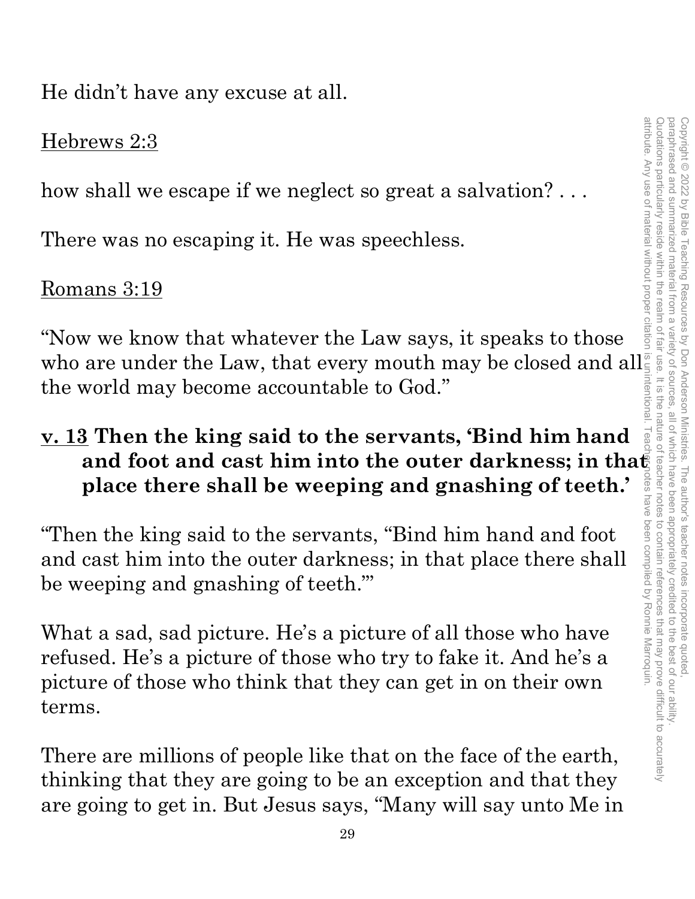He didn't have any excuse at all.

<u>Hebrews 2:3</u>

how shall we escape if we neglect so great a salvation? . . .

There was no escaping it. He was speechless.

<u>Romans 3:19</u>

"Now we know that whatever the Law says, it speaks to those who are under the Law, that every mouth may be closed and all the world may become accountable to God."

**<u>v. 13</u> Then the king said to the servants, 'Bind him hand and foot and cast him into the outer darkness; in that place there shall be weeping and gnashing of teeth.'**

"Then the king said to the servants, "Bind him hand and foot and cast him into the outer darkness; in that place there shall be weeping and gnashing of teeth.'"

What a sad, sad picture. He's a picture of all those who have refused. He's a picture of those who try to fake it. And he's a picture of those who think that they can get in on their own terms.

There are millions of people like that on the face of the earth, thinking that they are going to be an exception and that they are going to get in. But Jesus says, "Many will say unto Me in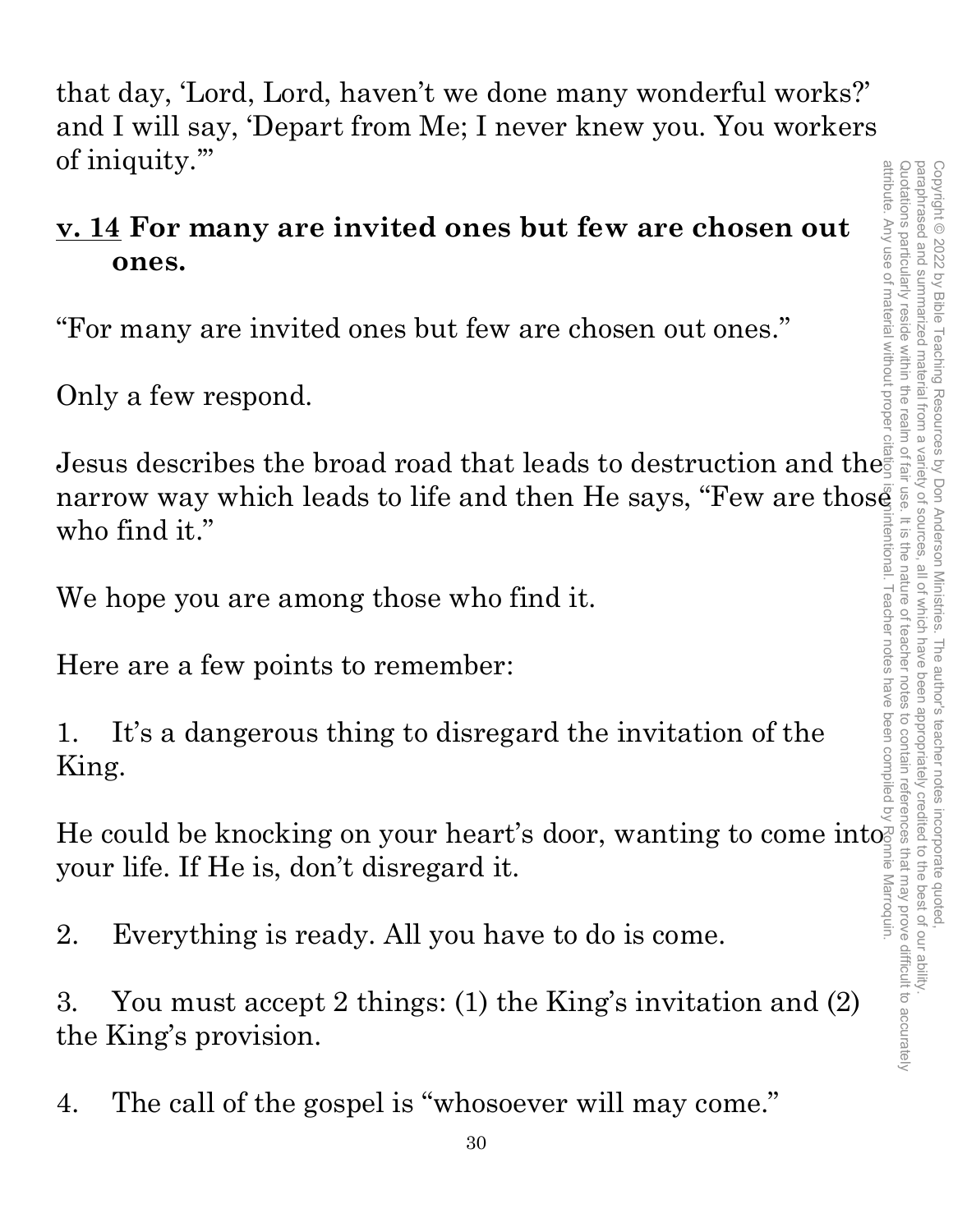that day, 'Lord, Lord, haven't we done many wonderful works?' and I will say, 'Depart from Me; I never knew you. You workers of iniquity.'"

**v. 14 For many are invited ones but few are chosen out ones.**

"For many are invited ones but few are chosen out ones."

Only a few respond.

Jesus describes the broad road that leads to destruction and the narrow way which leads to life and then He says, "Few are those who find it."

We hope you are among those who find it.

Here are a few points to remember:

1. It's a dangerous thing to disregard the invitation of the King.

He could be knocking on your heart's door, wanting to come into your life. If He is, don't disregard it.

2. Everything is ready. All you have to do is come.

3. You must accept 2 things: (1) the King's invitation and (2) the King's provision.

4. The call of the gospel is "whosoever will may come."

Copyright © 2022 by Bible Teaching Resources by Don Anderson Ministries. The author's teacher notes incorporate quoted, paraphrased and summarized material from a variety of sources, all of which have been appropriately credited to the best of our ability. Quotations particularly reside within the realm of fair use. It is the nature of teacher notes to contain references that may prove difficult to accurately attribute. Any use of material without proper citation is unintentional. Teacher notes have been compiled by Ronnie Marroquin.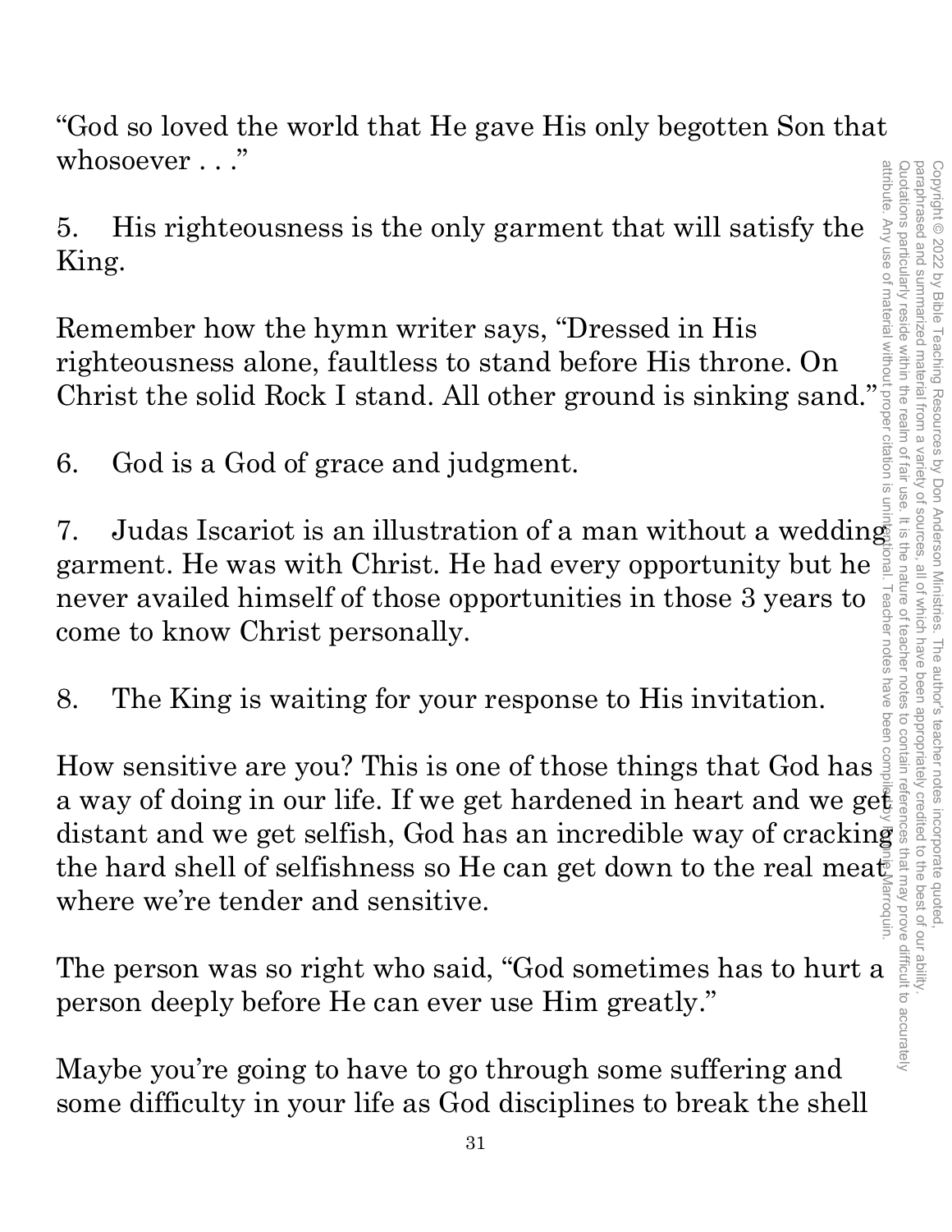"God so loved the world that He gave His only begotten Son that whosoever . . ."

5. His righteousness is the only garment that will satisfy the King.

Remember how the hymn writer says, "Dressed in His righteousness alone, faultless to stand before His throne. On Christ the solid Rock I stand. All other ground is sinking sand."

6. God is a God of grace and judgment.

7. Judas Iscariot is an illustration of a man without a wedding garment. He was with Christ. He had every opportunity but he never availed himself of those opportunities in those 3 years to come to know Christ personally.

8. The King is waiting for your response to His invitation.

How sensitive are you? This is one of those things that God has a way of doing in our life. If we get hardened in heart and we get distant and we get selfish, God has an incredible way of cracking the hard shell of selfishness so He can get down to the real meat where we're tender and sensitive.

The person was so right who said, "God sometimes has to hurt a person deeply before He can ever use Him greatly."

Maybe you're going to have to go through some suffering and some difficulty in your life as God disciplines to break the shell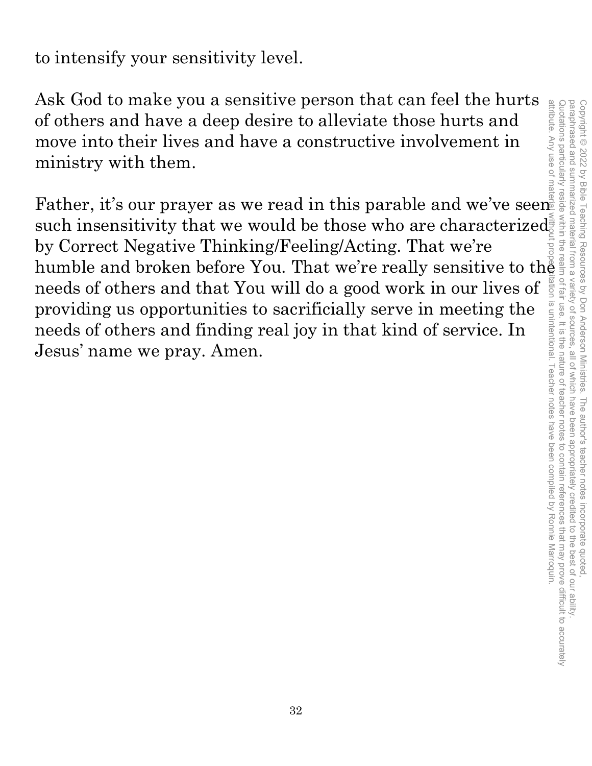to intensify your sensitivity level.

Ask God to make you a sensitive person that can feel the hurts of others and have a deep desire to alleviate those hurts and move into their lives and have a constructive involvement in ministry with them.

Father, it's our prayer as we read in this parable and we've seen such insensitivity that we would be those who are characterized by Correct Negative Thinking/Feeling/Acting. That we're humble and broken before You. That we're really sensitive to the needs of others and that You will do a good work in our lives of providing us opportunities to sacrificially serve in meeting the needs of others and finding real joy in that kind of service. In Jesus' name we pray. Amen.

Copyright © 2022 by Bible Teaching Resources by Don Anderson Ministries. The author's teacher notes incorporate quoted, paraphrased and summarized material from a variety of sources, all of which have been appropriately credited to the best of our ability. Quotations particularly reside within the realm of fair use. It is the nature of teacher notes to contain references that may prove difficult to accurately attribute. Any use of material without proper citation is unintentional. Teacher notes have been compiled by Ronnie Marroquin.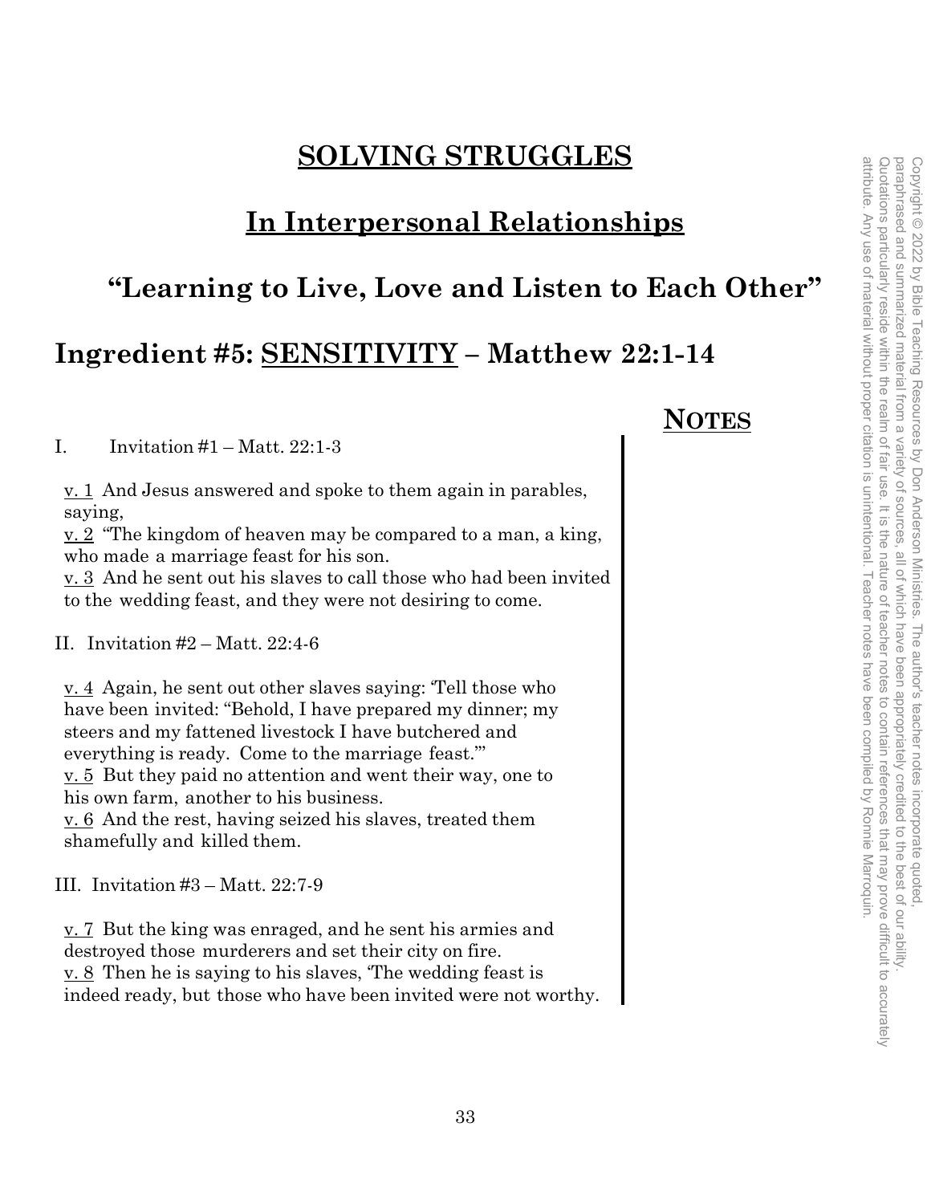# SOLVING STRUGGLES

## In Interpersonal Relationships

## "Learning to Live, Love and Listen to Each Other"

## Ingredient #5: SENSITIVITY – Matthew 22:1-14

**NOTES**

I. Invitation #1 – Matt. 22:1-3

v. 1 And Jesus answered and spoke to them again in parables, saying,
v. 2 "The kingdom of heaven may be compared to a man, a king, who made a marriage feast for his son.
v. 3 And he sent out his slaves to call those who had been invited to the wedding feast, and they were not desiring to come.

II. Invitation #2 – Matt. 22:4-6

v. 4 Again, he sent out other slaves saying: 'Tell those who have been invited: "Behold, I have prepared my dinner; my steers and my fattened livestock I have butchered and everything is ready. Come to the marriage feast."'
v. 5 But they paid no attention and went their way, one to his own farm, another to his business.
v. 6 And the rest, having seized his slaves, treated them shamefully and killed them.

III. Invitation #3 – Matt. 22:7-9

v. 7 But the king was enraged, and he sent his armies and destroyed those murderers and set their city on fire.
v. 8 Then he is saying to his slaves, 'The wedding feast is indeed ready, but those who have been invited were not worthy.

Copyright © 2022 by Bible Teaching Resources by Don Anderson Ministries. The author's teacher notes incorporate quoted, paraphrased and summarized material from a variety of sources, all of which have been appropriately credited to the best of our ability. Quotations particularly reside within the realm of fair use. It is the nature of teacher notes to contain references that may prove difficult to accurately attribute. Any use of material without proper citation is unintentional. Teacher notes have been compiled by Ronnie Marroquin.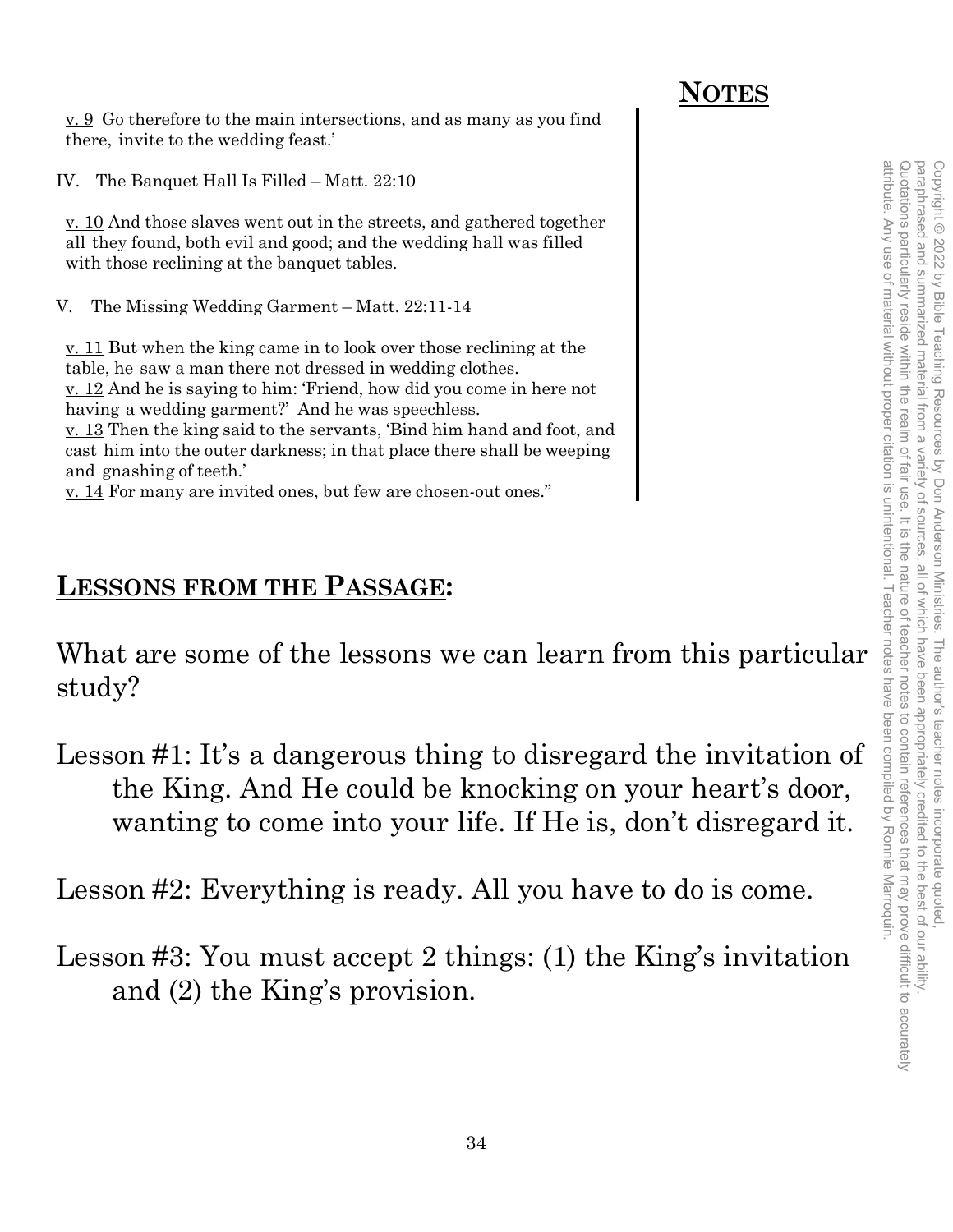## NOTES

v. 9 Go therefore to the main intersections, and as many as you find there, invite to the wedding feast.'

IV. The Banquet Hall Is Filled – Matt. 22:10

v. 10 And those slaves went out in the streets, and gathered together all they found, both evil and good; and the wedding hall was filled with those reclining at the banquet tables.

V. The Missing Wedding Garment – Matt. 22:11-14

v. 11 But when the king came in to look over those reclining at the table, he saw a man there not dressed in wedding clothes.
v. 12 And he is saying to him: 'Friend, how did you come in here not having a wedding garment?' And he was speechless.
v. 13 Then the king said to the servants, 'Bind him hand and foot, and cast him into the outer darkness; in that place there shall be weeping and gnashing of teeth.'
v. 14 For many are invited ones, but few are chosen-out ones."

## LESSONS FROM THE PASSAGE:

What are some of the lessons we can learn from this particular study?

Lesson #1: It's a dangerous thing to disregard the invitation of the King. And He could be knocking on your heart's door, wanting to come into your life. If He is, don't disregard it.

Lesson #2: Everything is ready. All you have to do is come.

Lesson #3: You must accept 2 things: (1) the King's invitation and (2) the King's provision.

Copyright © 2022 by Bible Teaching Resources by Don Anderson Ministries. The author's teacher notes incorporate quoted, paraphrased and summarized material from a variety of sources, all of which have been appropriately credited to the best of our ability. Quotations particularly reside within the realm of fair use. It is the nature of teacher notes to contain references that may prove difficult to accurately attribute. Any use of material without proper citation is unintentional. Teacher notes have been compiled by Ronnie Marroquin.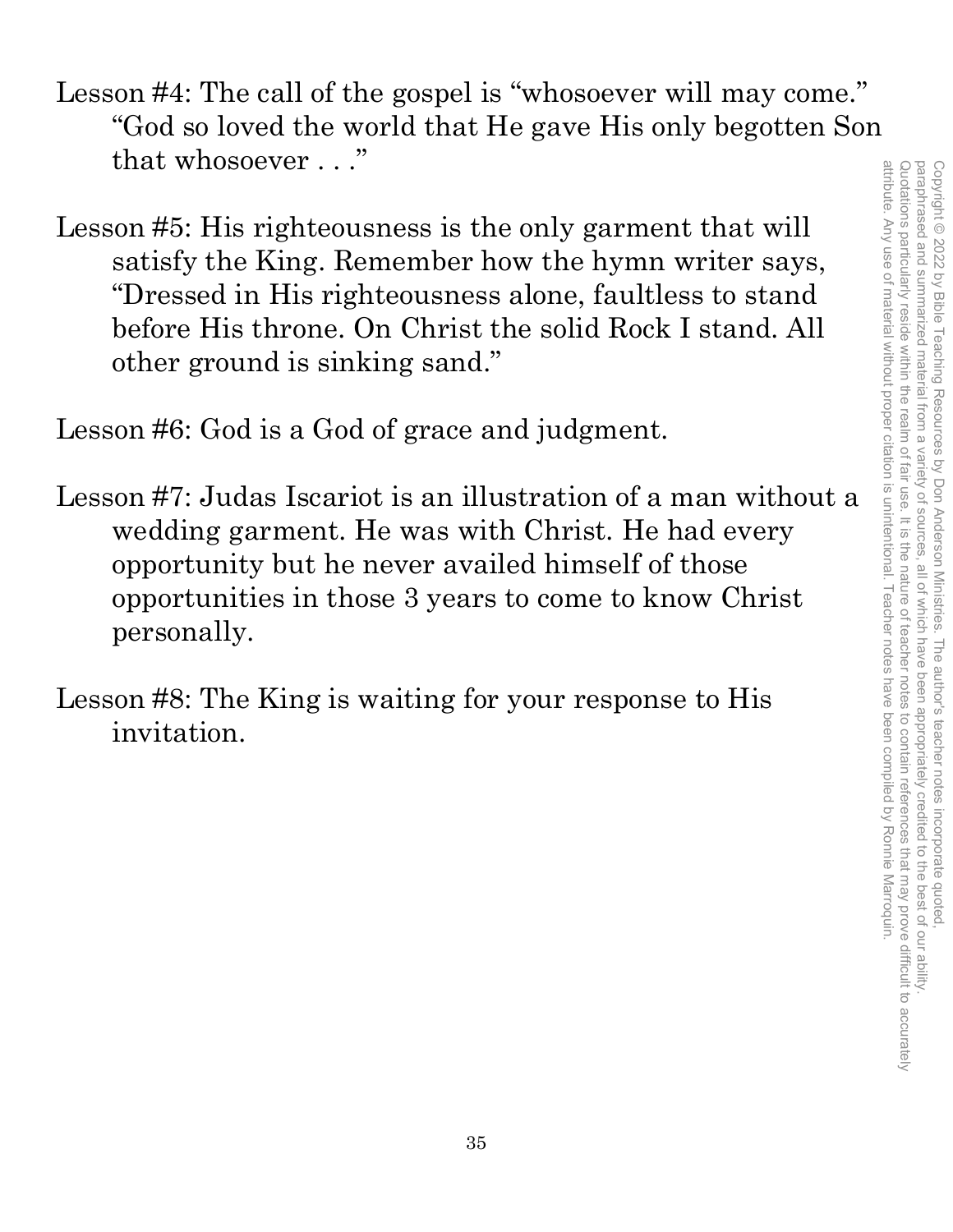Lesson #4: The call of the gospel is "whosoever will may come." "God so loved the world that He gave His only begotten Son that whosoever . . ."

Lesson #5: His righteousness is the only garment that will satisfy the King. Remember how the hymn writer says, "Dressed in His righteousness alone, faultless to stand before His throne. On Christ the solid Rock I stand. All other ground is sinking sand."

Lesson #6: God is a God of grace and judgment.

Lesson #7: Judas Iscariot is an illustration of a man without a wedding garment. He was with Christ. He had every opportunity but he never availed himself of those opportunities in those 3 years to come to know Christ personally.

Lesson #8: The King is waiting for your response to His invitation.

Copyright © 2022 by Bible Teaching Resources by Don Anderson Ministries. The author's teacher notes incorporate quoted, paraphrased and summarized material from a variety of sources, all of which have been appropriately credited to the best of our ability. Quotations particularly reside within the realm of fair use. It is the nature of teacher notes to contain references that may prove difficult to accurately attribute. Any use of material without proper citation is unintentional. Teacher notes have been compiled by Ronnie Marroquin.